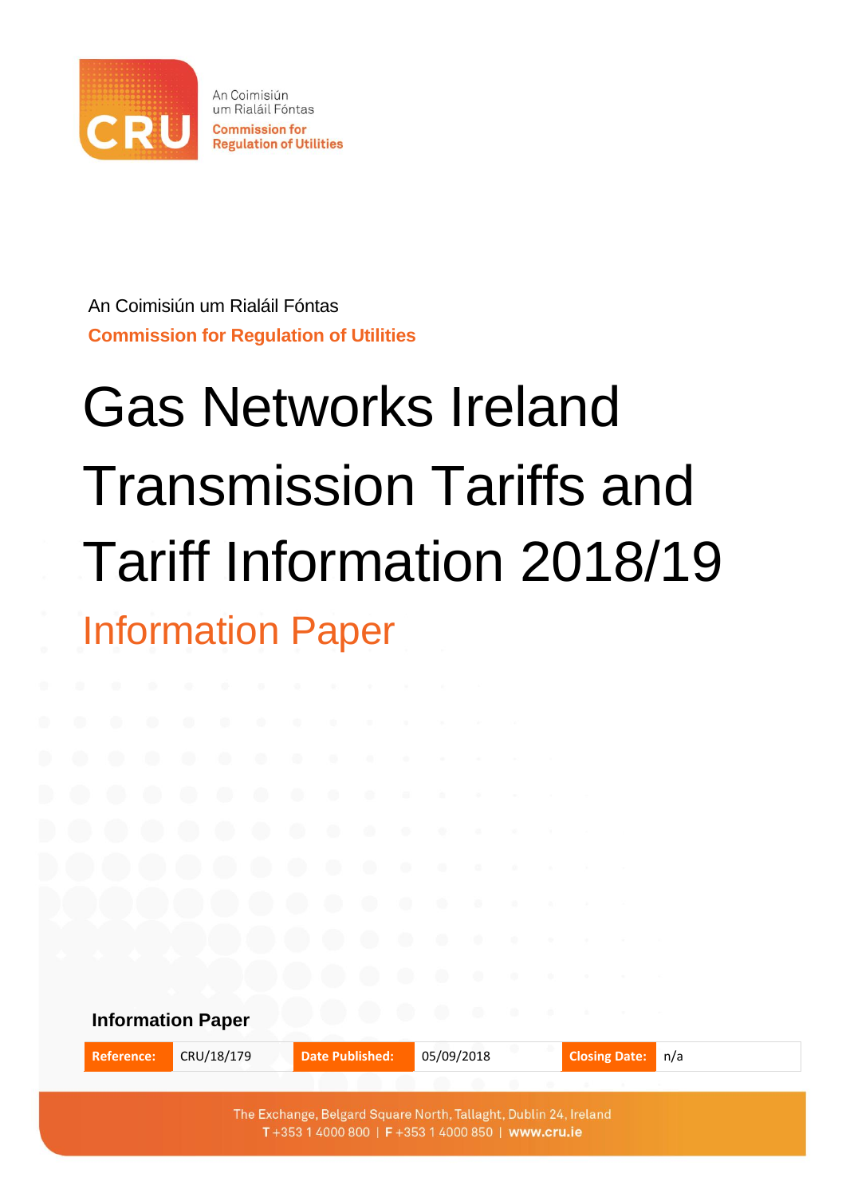An Coimisiún um Rialáil Fóntas

Commission for Regulation of Utilities

An Coimisiún um Rialáil Fóntas

**Commission for Regulation of Utilities**

# Gas Networks Ireland Transmission Tariffs and Tariff Information 2018/19

## Information Paper

**Information Paper**

| Reference: | CRU/18/179 | Date Published: | 05/09/2018 | Closing Date: | n/a |
|---|---|---|---|---|---|

The Exchange, Belgard Square North, Tallaght, Dublin 24, Ireland
T +353 1 4000 800 | F +353 1 4000 850 | www.cru.ie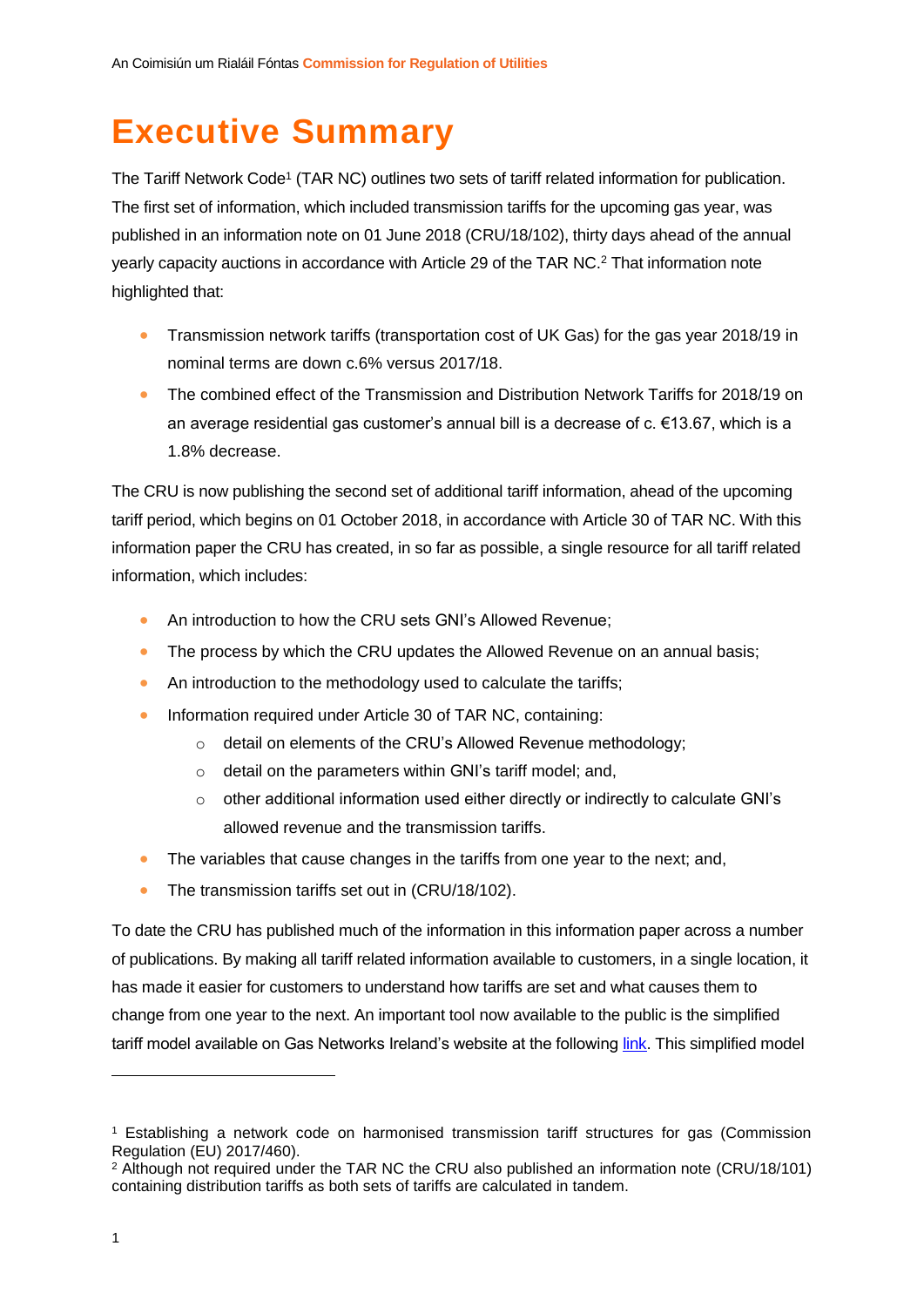# Executive Summary

The Tariff Network Code[1] (TAR NC) outlines two sets of tariff related information for publication. The first set of information, which included transmission tariffs for the upcoming gas year, was published in an information note on 01 June 2018 (CRU/18/102), thirty days ahead of the annual yearly capacity auctions in accordance with Article 29 of the TAR NC.[2] That information note highlighted that:

- Transmission network tariffs (transportation cost of UK Gas) for the gas year 2018/19 in nominal terms are down c.6% versus 2017/18.
- The combined effect of the Transmission and Distribution Network Tariffs for 2018/19 on an average residential gas customer's annual bill is a decrease of c. €13.67, which is a 1.8% decrease.

The CRU is now publishing the second set of additional tariff information, ahead of the upcoming tariff period, which begins on 01 October 2018, in accordance with Article 30 of TAR NC. With this information paper the CRU has created, in so far as possible, a single resource for all tariff related information, which includes:

- An introduction to how the CRU sets GNI's Allowed Revenue;
- The process by which the CRU updates the Allowed Revenue on an annual basis;
- An introduction to the methodology used to calculate the tariffs;
- Information required under Article 30 of TAR NC, containing:
  - detail on elements of the CRU's Allowed Revenue methodology;
  - detail on the parameters within GNI's tariff model; and,
  - other additional information used either directly or indirectly to calculate GNI's allowed revenue and the transmission tariffs.
- The variables that cause changes in the tariffs from one year to the next; and,
- The transmission tariffs set out in (CRU/18/102).

To date the CRU has published much of the information in this information paper across a number of publications. By making all tariff related information available to customers, in a single location, it has made it easier for customers to understand how tariffs are set and what causes them to change from one year to the next. An important tool now available to the public is the simplified tariff model available on Gas Networks Ireland's website at the following link. This simplified model

[1] Establishing a network code on harmonised transmission tariff structures for gas (Commission Regulation (EU) 2017/460).

[2] Although not required under the TAR NC the CRU also published an information note (CRU/18/101) containing distribution tariffs as both sets of tariffs are calculated in tandem.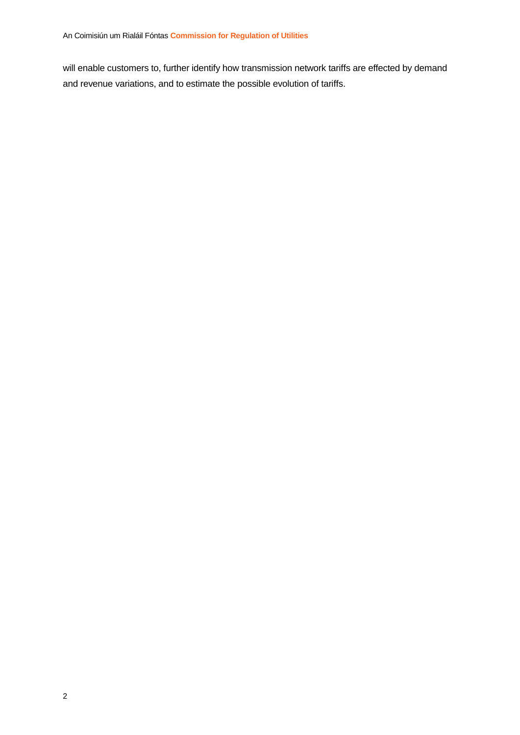will enable customers to, further identify how transmission network tariffs are effected by demand and revenue variations, and to estimate the possible evolution of tariffs.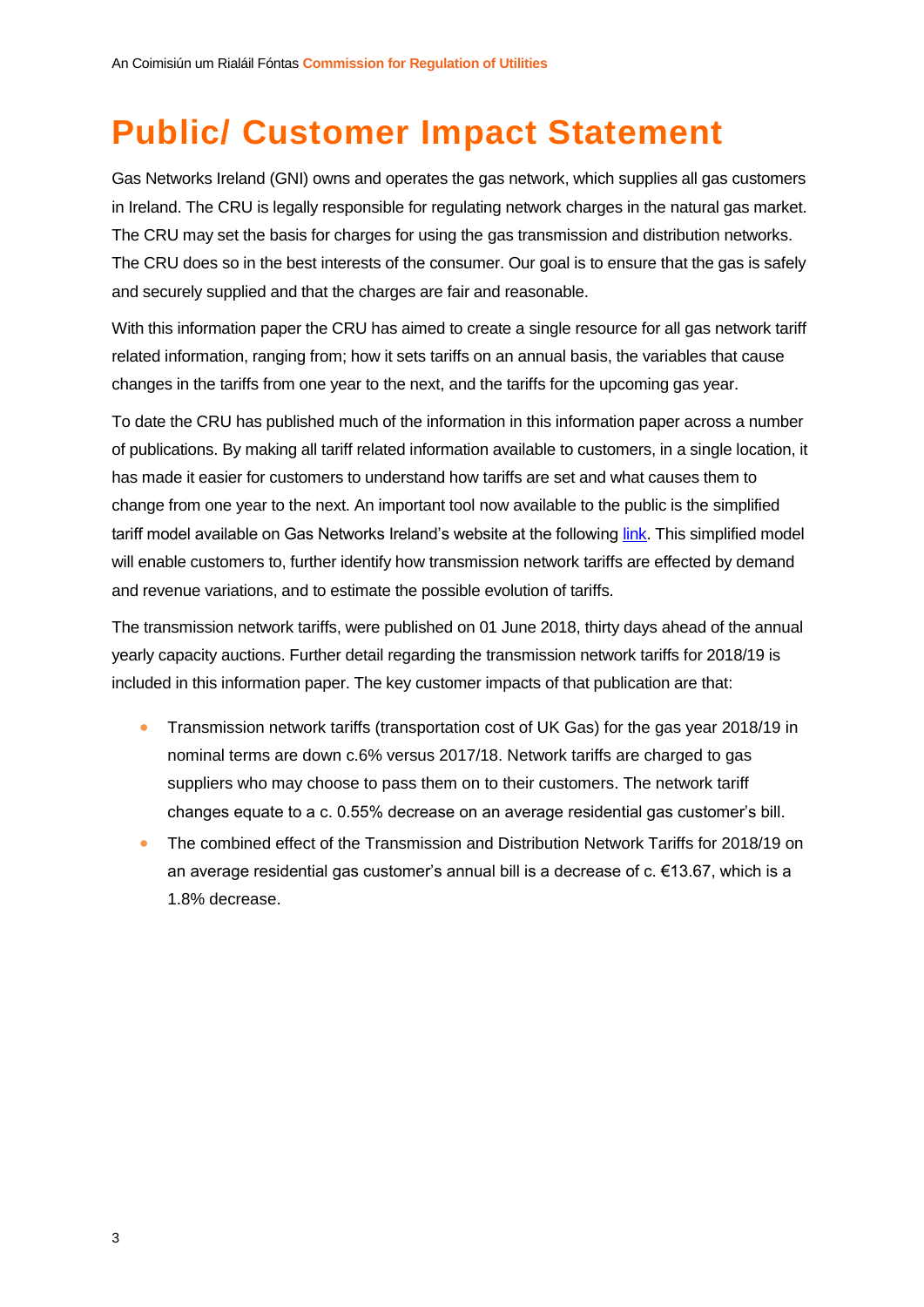# Public/ Customer Impact Statement

Gas Networks Ireland (GNI) owns and operates the gas network, which supplies all gas customers in Ireland. The CRU is legally responsible for regulating network charges in the natural gas market. The CRU may set the basis for charges for using the gas transmission and distribution networks. The CRU does so in the best interests of the consumer. Our goal is to ensure that the gas is safely and securely supplied and that the charges are fair and reasonable.

With this information paper the CRU has aimed to create a single resource for all gas network tariff related information, ranging from; how it sets tariffs on an annual basis, the variables that cause changes in the tariffs from one year to the next, and the tariffs for the upcoming gas year.

To date the CRU has published much of the information in this information paper across a number of publications. By making all tariff related information available to customers, in a single location, it has made it easier for customers to understand how tariffs are set and what causes them to change from one year to the next. An important tool now available to the public is the simplified tariff model available on Gas Networks Ireland's website at the following link. This simplified model will enable customers to, further identify how transmission network tariffs are effected by demand and revenue variations, and to estimate the possible evolution of tariffs.

The transmission network tariffs, were published on 01 June 2018, thirty days ahead of the annual yearly capacity auctions. Further detail regarding the transmission network tariffs for 2018/19 is included in this information paper. The key customer impacts of that publication are that:

- Transmission network tariffs (transportation cost of UK Gas) for the gas year 2018/19 in nominal terms are down c.6% versus 2017/18. Network tariffs are charged to gas suppliers who may choose to pass them on to their customers. The network tariff changes equate to a c. 0.55% decrease on an average residential gas customer's bill.
- The combined effect of the Transmission and Distribution Network Tariffs for 2018/19 on an average residential gas customer's annual bill is a decrease of c. €13.67, which is a 1.8% decrease.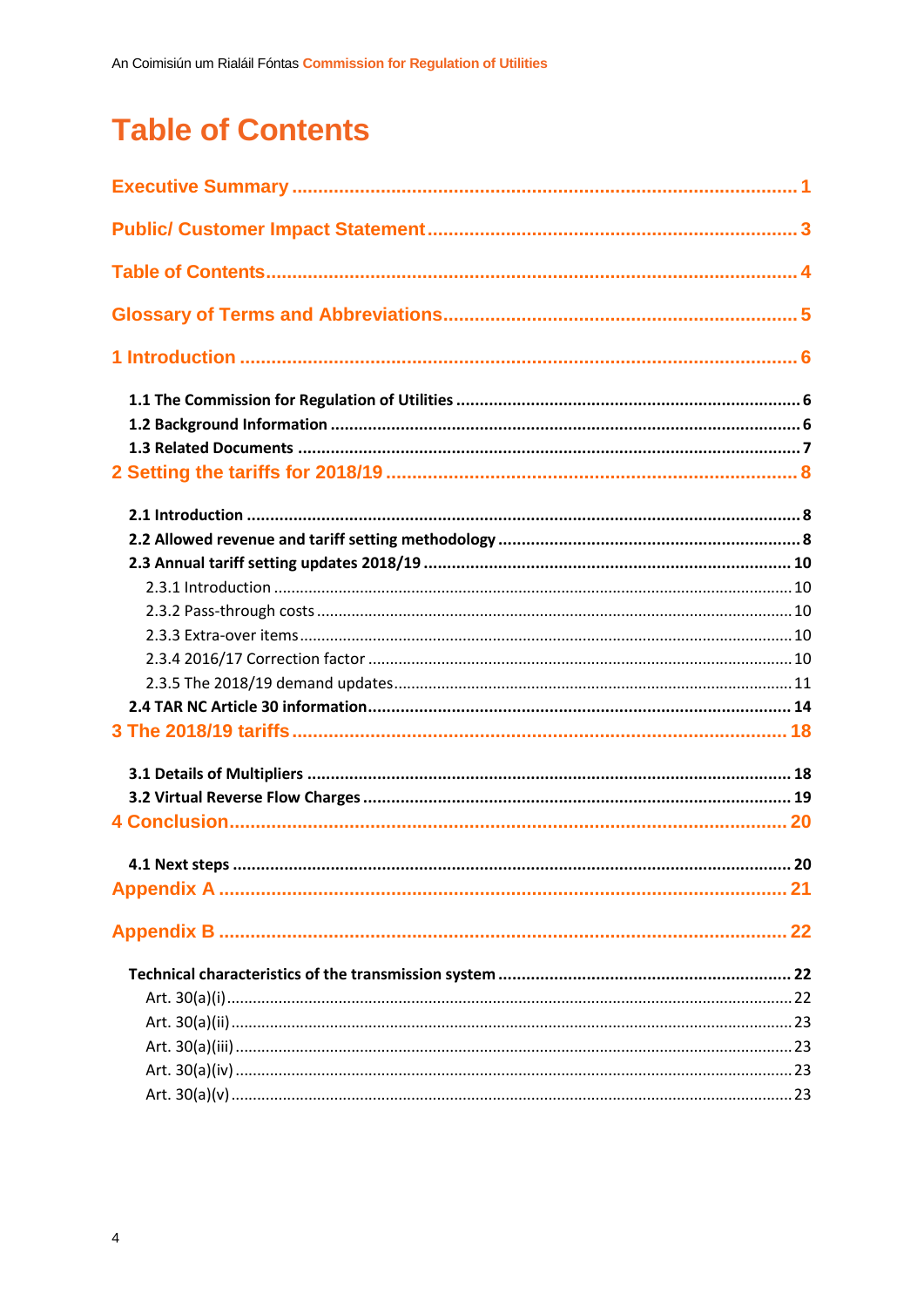# Table of Contents

Executive Summary ................................................................................................ 1

Public/ Customer Impact Statement ....................................................................... 3

Table of Contents .................................................................................................... 4

Glossary of Terms and Abbreviations ..................................................................... 5

1 Introduction ......................................................................................................... 6

- 1.1 The Commission for Regulation of Utilities ...................................................... 6
- 1.2 Background Information .................................................................................. 6
- 1.3 Related Documents ......................................................................................... 7

2 Setting the tariffs for 2018/19 ............................................................................... 8

- 2.1 Introduction ..................................................................................................... 8
- 2.2 Allowed revenue and tariff setting methodology .............................................. 8
- 2.3 Annual tariff setting updates 2018/19 ............................................................ 10
  - 2.3.1 Introduction ............................................................................................ 10
  - 2.3.2 Pass-through costs ................................................................................ 10
  - 2.3.3 Extra-over items ..................................................................................... 10
  - 2.3.4 2016/17 Correction factor ...................................................................... 10
  - 2.3.5 The 2018/19 demand updates ................................................................ 11
- 2.4 TAR NC Article 30 information ...................................................................... 14

3 The 2018/19 tariffs .............................................................................................. 18

- 3.1 Details of Multipliers ...................................................................................... 18
- 3.2 Virtual Reverse Flow Charges ....................................................................... 19

4 Conclusion .......................................................................................................... 20

- 4.1 Next steps ..................................................................................................... 20

Appendix A ............................................................................................................ 21

Appendix B ............................................................................................................ 22

- Technical characteristics of the transmission system ........................................ 22
  - Art. 30(a)(i) ........................................................................................................ 22
  - Art. 30(a)(ii) ....................................................................................................... 23
  - Art. 30(a)(iii) ...................................................................................................... 23
  - Art. 30(a)(iv) ...................................................................................................... 23
  - Art. 30(a)(v) ....................................................................................................... 23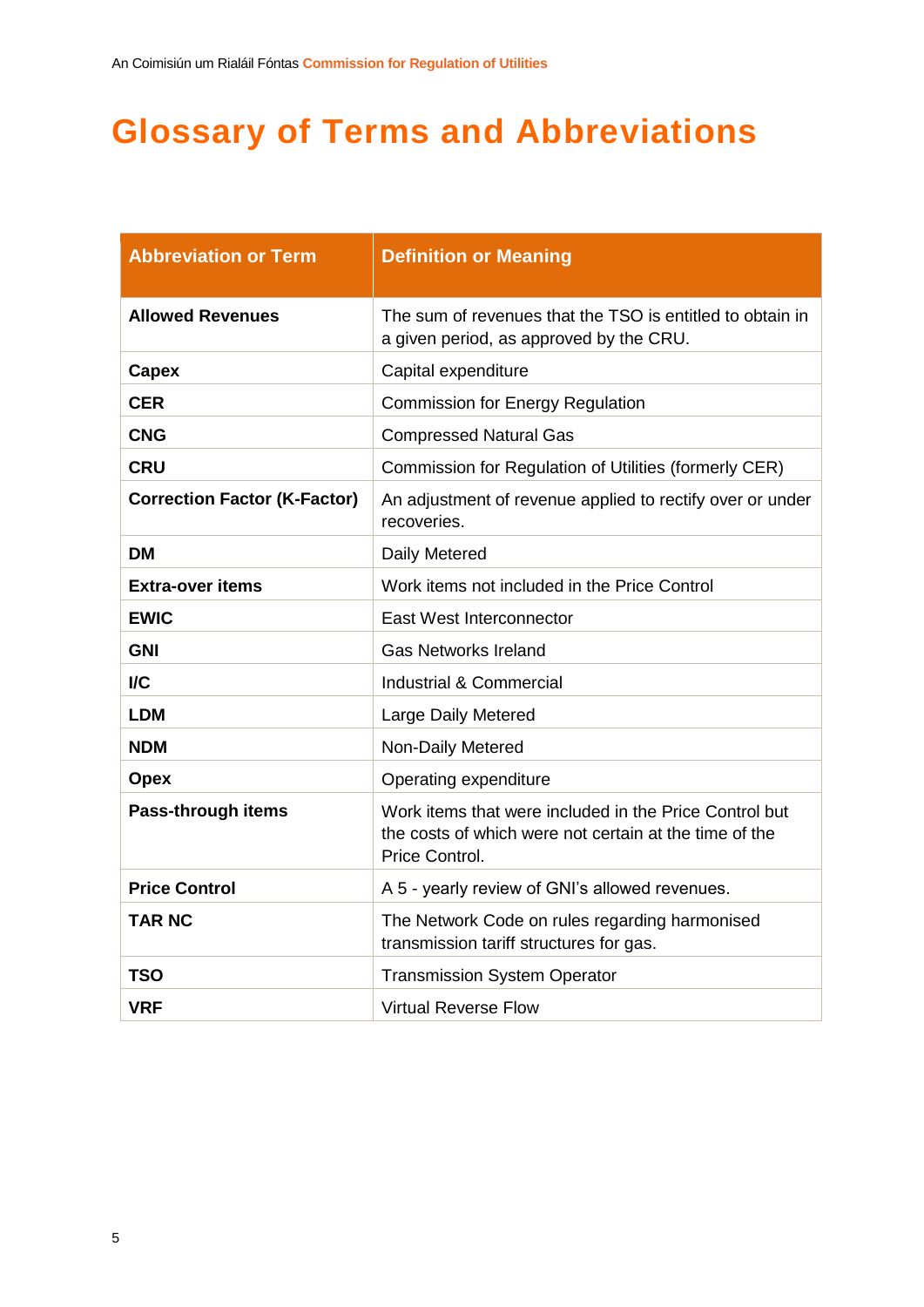# Glossary of Terms and Abbreviations

| Abbreviation or Term | Definition or Meaning |
|---|---|
| **Allowed Revenues** | The sum of revenues that the TSO is entitled to obtain in a given period, as approved by the CRU. |
| **Capex** | Capital expenditure |
| **CER** | Commission for Energy Regulation |
| **CNG** | Compressed Natural Gas |
| **CRU** | Commission for Regulation of Utilities (formerly CER) |
| **Correction Factor (K-Factor)** | An adjustment of revenue applied to rectify over or under recoveries. |
| **DM** | Daily Metered |
| **Extra-over items** | Work items not included in the Price Control |
| **EWIC** | East West Interconnector |
| **GNI** | Gas Networks Ireland |
| **I/C** | Industrial & Commercial |
| **LDM** | Large Daily Metered |
| **NDM** | Non-Daily Metered |
| **Opex** | Operating expenditure |
| **Pass-through items** | Work items that were included in the Price Control but the costs of which were not certain at the time of the Price Control. |
| **Price Control** | A 5 - yearly review of GNI's allowed revenues. |
| **TAR NC** | The Network Code on rules regarding harmonised transmission tariff structures for gas. |
| **TSO** | Transmission System Operator |
| **VRF** | Virtual Reverse Flow |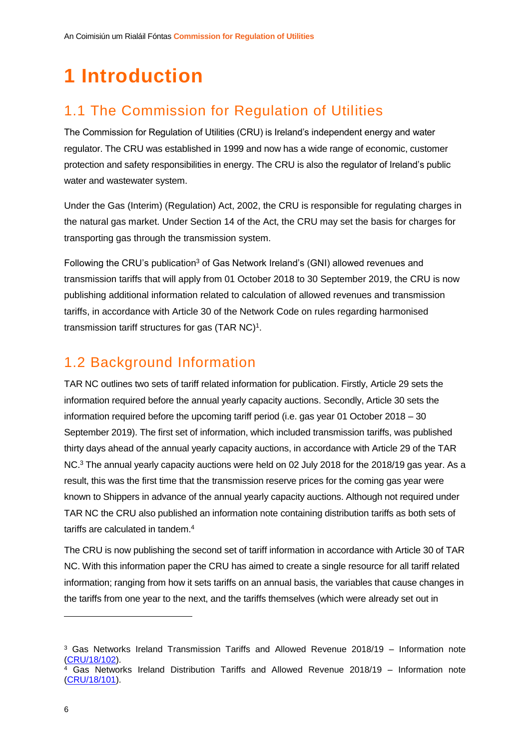# 1 Introduction

## 1.1 The Commission for Regulation of Utilities

The Commission for Regulation of Utilities (CRU) is Ireland's independent energy and water regulator. The CRU was established in 1999 and now has a wide range of economic, customer protection and safety responsibilities in energy. The CRU is also the regulator of Ireland's public water and wastewater system.

Under the Gas (Interim) (Regulation) Act, 2002, the CRU is responsible for regulating charges in the natural gas market. Under Section 14 of the Act, the CRU may set the basis for charges for transporting gas through the transmission system.

Following the CRU's publication[3] of Gas Network Ireland's (GNI) allowed revenues and transmission tariffs that will apply from 01 October 2018 to 30 September 2019, the CRU is now publishing additional information related to calculation of allowed revenues and transmission tariffs, in accordance with Article 30 of the Network Code on rules regarding harmonised transmission tariff structures for gas (TAR NC)[1].

## 1.2 Background Information

TAR NC outlines two sets of tariff related information for publication. Firstly, Article 29 sets the information required before the annual yearly capacity auctions. Secondly, Article 30 sets the information required before the upcoming tariff period (i.e. gas year 01 October 2018 – 30 September 2019). The first set of information, which included transmission tariffs, was published thirty days ahead of the annual yearly capacity auctions, in accordance with Article 29 of the TAR NC.[3] The annual yearly capacity auctions were held on 02 July 2018 for the 2018/19 gas year. As a result, this was the first time that the transmission reserve prices for the coming gas year were known to Shippers in advance of the annual yearly capacity auctions. Although not required under TAR NC the CRU also published an information note containing distribution tariffs as both sets of tariffs are calculated in tandem.[4]

The CRU is now publishing the second set of tariff information in accordance with Article 30 of TAR NC. With this information paper the CRU has aimed to create a single resource for all tariff related information; ranging from how it sets tariffs on an annual basis, the variables that cause changes in the tariffs from one year to the next, and the tariffs themselves (which were already set out in

---

[3] Gas Networks Ireland Transmission Tariffs and Allowed Revenue 2018/19 – Information note (CRU/18/102).

[4] Gas Networks Ireland Distribution Tariffs and Allowed Revenue 2018/19 – Information note (CRU/18/101).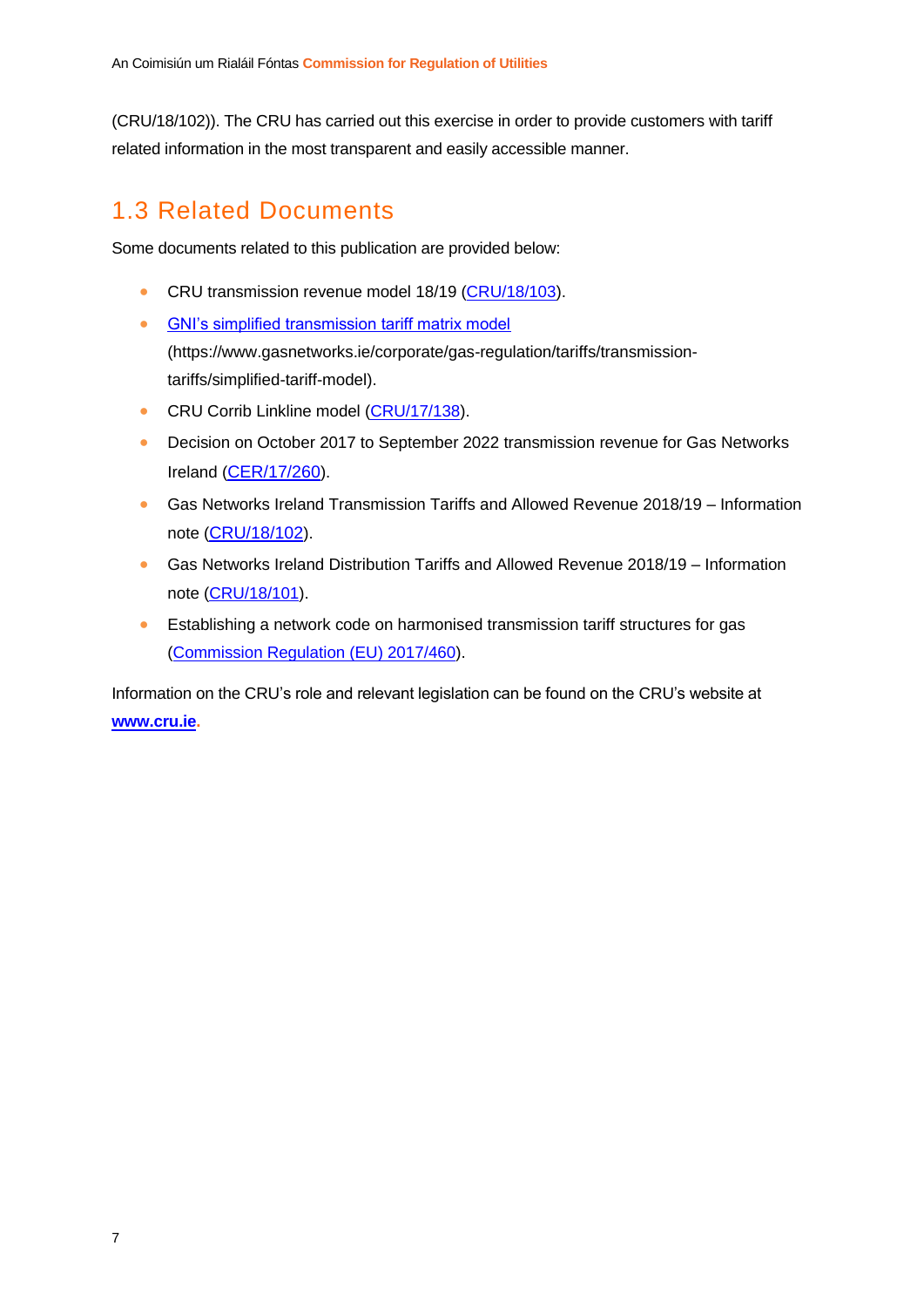(CRU/18/102)). The CRU has carried out this exercise in order to provide customers with tariff related information in the most transparent and easily accessible manner.

## 1.3 Related Documents

Some documents related to this publication are provided below:

- CRU transmission revenue model 18/19 (CRU/18/103).
- GNI's simplified transmission tariff matrix model (https://www.gasnetworks.ie/corporate/gas-regulation/tariffs/transmission-tariffs/simplified-tariff-model).
- CRU Corrib Linkline model (CRU/17/138).
- Decision on October 2017 to September 2022 transmission revenue for Gas Networks Ireland (CER/17/260).
- Gas Networks Ireland Transmission Tariffs and Allowed Revenue 2018/19 – Information note (CRU/18/102).
- Gas Networks Ireland Distribution Tariffs and Allowed Revenue 2018/19 – Information note (CRU/18/101).
- Establishing a network code on harmonised transmission tariff structures for gas (Commission Regulation (EU) 2017/460).

Information on the CRU's role and relevant legislation can be found on the CRU's website at **www.cru.ie**.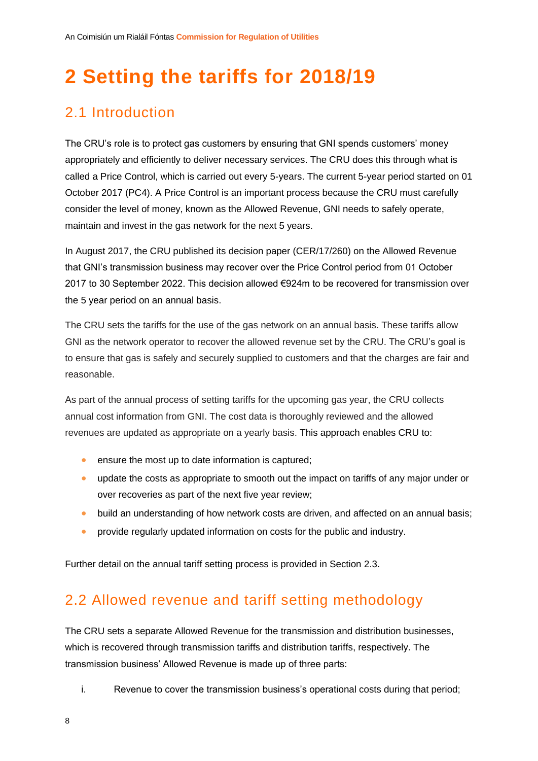# 2 Setting the tariffs for 2018/19

## 2.1 Introduction

The CRU's role is to protect gas customers by ensuring that GNI spends customers' money appropriately and efficiently to deliver necessary services. The CRU does this through what is called a Price Control, which is carried out every 5-years. The current 5-year period started on 01 October 2017 (PC4). A Price Control is an important process because the CRU must carefully consider the level of money, known as the Allowed Revenue, GNI needs to safely operate, maintain and invest in the gas network for the next 5 years.

In August 2017, the CRU published its decision paper (CER/17/260) on the Allowed Revenue that GNI's transmission business may recover over the Price Control period from 01 October 2017 to 30 September 2022. This decision allowed €924m to be recovered for transmission over the 5 year period on an annual basis.

The CRU sets the tariffs for the use of the gas network on an annual basis. These tariffs allow GNI as the network operator to recover the allowed revenue set by the CRU. The CRU's goal is to ensure that gas is safely and securely supplied to customers and that the charges are fair and reasonable.

As part of the annual process of setting tariffs for the upcoming gas year, the CRU collects annual cost information from GNI. The cost data is thoroughly reviewed and the allowed revenues are updated as appropriate on a yearly basis. This approach enables CRU to:

- ensure the most up to date information is captured;
- update the costs as appropriate to smooth out the impact on tariffs of any major under or over recoveries as part of the next five year review;
- build an understanding of how network costs are driven, and affected on an annual basis;
- provide regularly updated information on costs for the public and industry.

Further detail on the annual tariff setting process is provided in Section 2.3.

## 2.2 Allowed revenue and tariff setting methodology

The CRU sets a separate Allowed Revenue for the transmission and distribution businesses, which is recovered through transmission tariffs and distribution tariffs, respectively. The transmission business' Allowed Revenue is made up of three parts:

i. Revenue to cover the transmission business's operational costs during that period;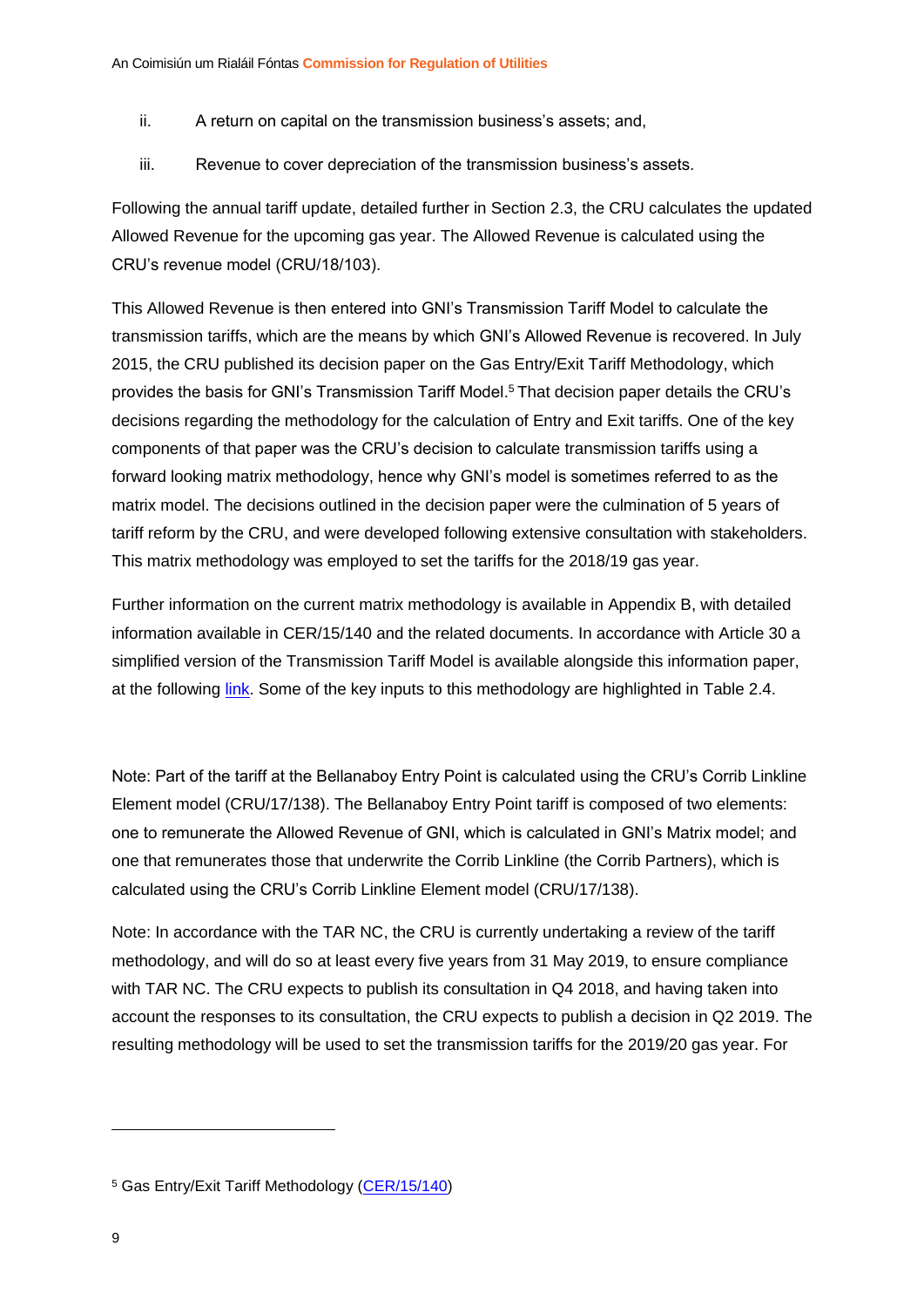ii. A return on capital on the transmission business's assets; and,

iii. Revenue to cover depreciation of the transmission business's assets.

Following the annual tariff update, detailed further in Section 2.3, the CRU calculates the updated Allowed Revenue for the upcoming gas year. The Allowed Revenue is calculated using the CRU's revenue model (CRU/18/103).

This Allowed Revenue is then entered into GNI's Transmission Tariff Model to calculate the transmission tariffs, which are the means by which GNI's Allowed Revenue is recovered. In July 2015, the CRU published its decision paper on the Gas Entry/Exit Tariff Methodology, which provides the basis for GNI's Transmission Tariff Model.[5] That decision paper details the CRU's decisions regarding the methodology for the calculation of Entry and Exit tariffs. One of the key components of that paper was the CRU's decision to calculate transmission tariffs using a forward looking matrix methodology, hence why GNI's model is sometimes referred to as the matrix model. The decisions outlined in the decision paper were the culmination of 5 years of tariff reform by the CRU, and were developed following extensive consultation with stakeholders. This matrix methodology was employed to set the tariffs for the 2018/19 gas year.

Further information on the current matrix methodology is available in Appendix B, with detailed information available in CER/15/140 and the related documents. In accordance with Article 30 a simplified version of the Transmission Tariff Model is available alongside this information paper, at the following link. Some of the key inputs to this methodology are highlighted in Table 2.4.

Note: Part of the tariff at the Bellanaboy Entry Point is calculated using the CRU's Corrib Linkline Element model (CRU/17/138). The Bellanaboy Entry Point tariff is composed of two elements: one to remunerate the Allowed Revenue of GNI, which is calculated in GNI's Matrix model; and one that remunerates those that underwrite the Corrib Linkline (the Corrib Partners), which is calculated using the CRU's Corrib Linkline Element model (CRU/17/138).

Note: In accordance with the TAR NC, the CRU is currently undertaking a review of the tariff methodology, and will do so at least every five years from 31 May 2019, to ensure compliance with TAR NC. The CRU expects to publish its consultation in Q4 2018, and having taken into account the responses to its consultation, the CRU expects to publish a decision in Q2 2019. The resulting methodology will be used to set the transmission tariffs for the 2019/20 gas year. For

[5] Gas Entry/Exit Tariff Methodology (CER/15/140)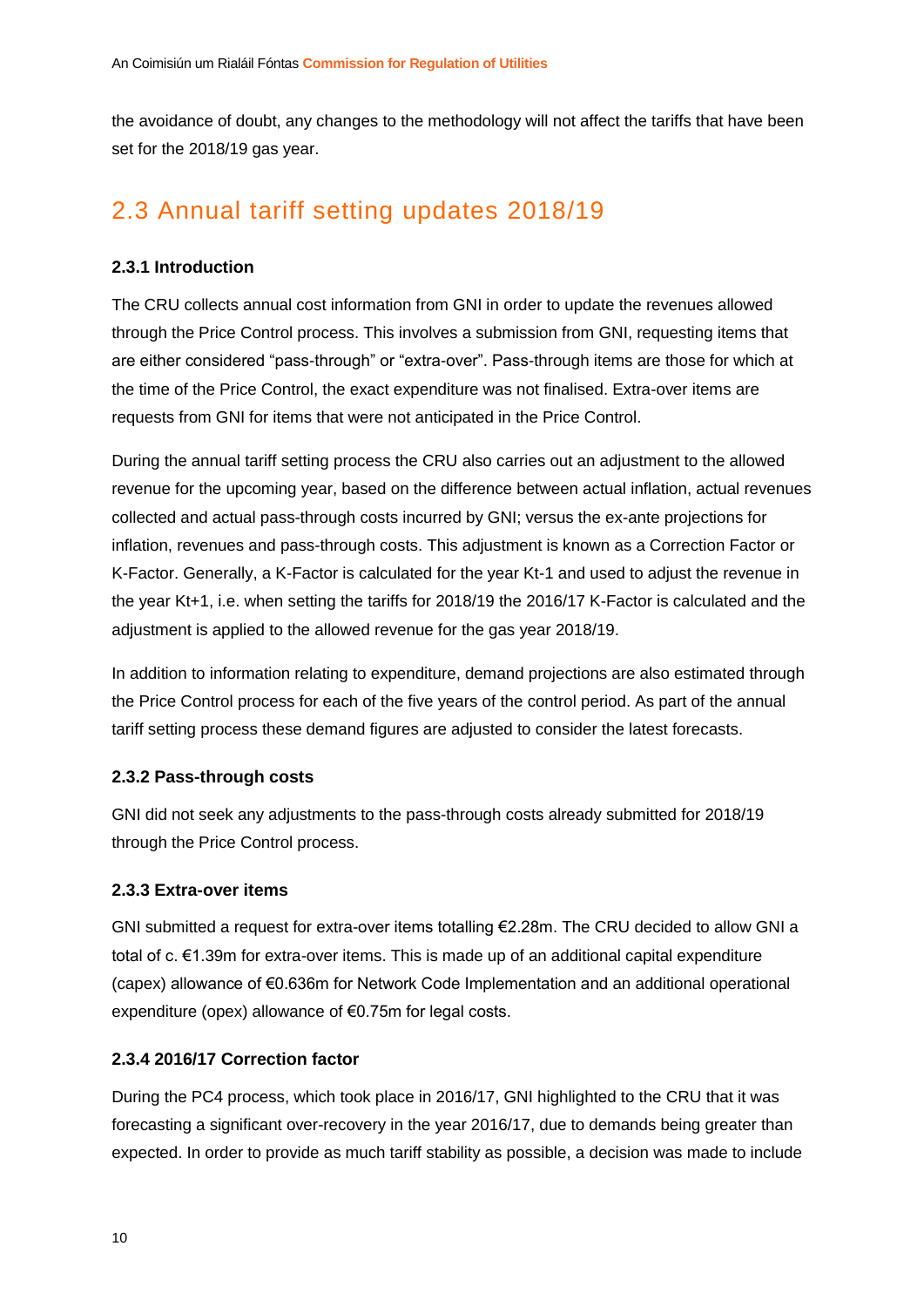the avoidance of doubt, any changes to the methodology will not affect the tariffs that have been set for the 2018/19 gas year.

## 2.3 Annual tariff setting updates 2018/19

### 2.3.1 Introduction

The CRU collects annual cost information from GNI in order to update the revenues allowed through the Price Control process. This involves a submission from GNI, requesting items that are either considered "pass-through" or "extra-over". Pass-through items are those for which at the time of the Price Control, the exact expenditure was not finalised. Extra-over items are requests from GNI for items that were not anticipated in the Price Control.

During the annual tariff setting process the CRU also carries out an adjustment to the allowed revenue for the upcoming year, based on the difference between actual inflation, actual revenues collected and actual pass-through costs incurred by GNI; versus the ex-ante projections for inflation, revenues and pass-through costs. This adjustment is known as a Correction Factor or K-Factor. Generally, a K-Factor is calculated for the year Kt-1 and used to adjust the revenue in the year Kt+1, i.e. when setting the tariffs for 2018/19 the 2016/17 K-Factor is calculated and the adjustment is applied to the allowed revenue for the gas year 2018/19.

In addition to information relating to expenditure, demand projections are also estimated through the Price Control process for each of the five years of the control period. As part of the annual tariff setting process these demand figures are adjusted to consider the latest forecasts.

### 2.3.2 Pass-through costs

GNI did not seek any adjustments to the pass-through costs already submitted for 2018/19 through the Price Control process.

### 2.3.3 Extra-over items

GNI submitted a request for extra-over items totalling €2.28m. The CRU decided to allow GNI a total of c. €1.39m for extra-over items. This is made up of an additional capital expenditure (capex) allowance of €0.636m for Network Code Implementation and an additional operational expenditure (opex) allowance of €0.75m for legal costs.

### 2.3.4 2016/17 Correction factor

During the PC4 process, which took place in 2016/17, GNI highlighted to the CRU that it was forecasting a significant over-recovery in the year 2016/17, due to demands being greater than expected. In order to provide as much tariff stability as possible, a decision was made to include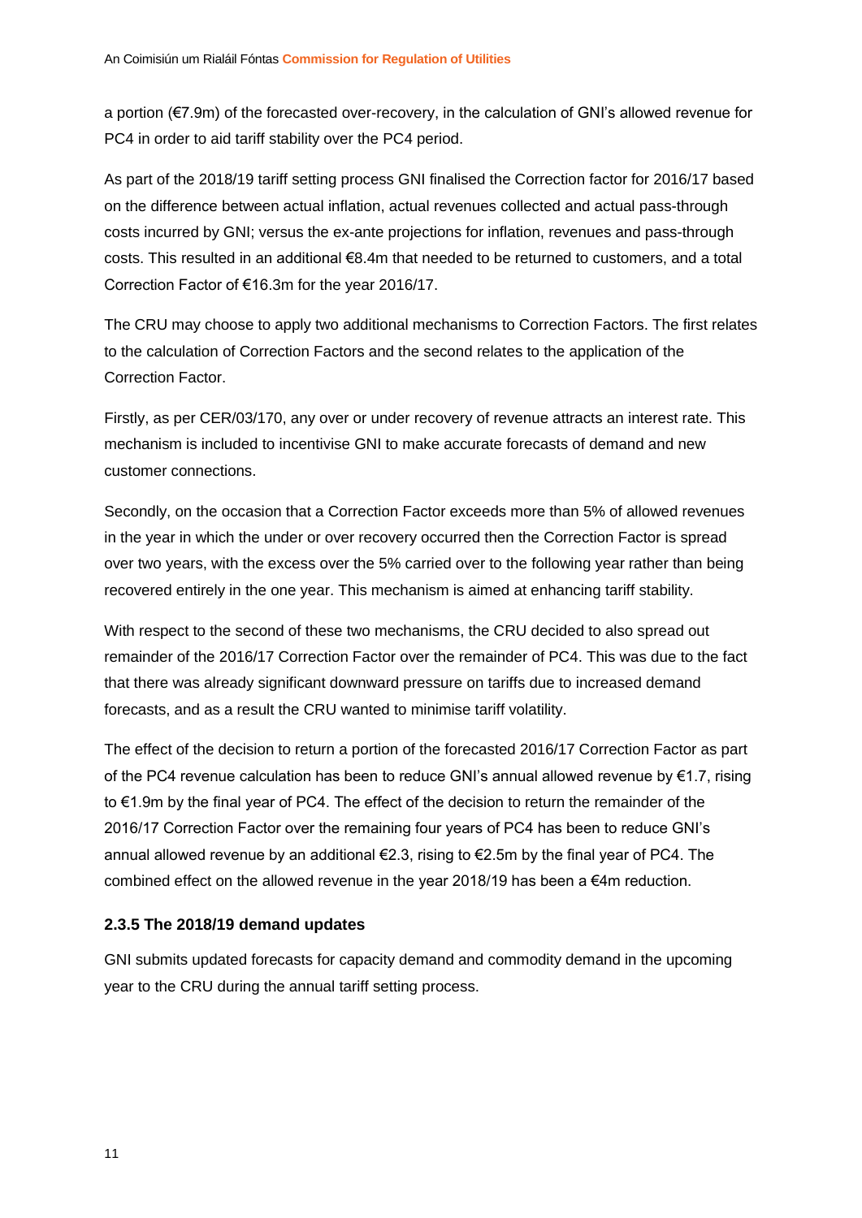a portion (€7.9m) of the forecasted over-recovery, in the calculation of GNI's allowed revenue for PC4 in order to aid tariff stability over the PC4 period.

As part of the 2018/19 tariff setting process GNI finalised the Correction factor for 2016/17 based on the difference between actual inflation, actual revenues collected and actual pass-through costs incurred by GNI; versus the ex-ante projections for inflation, revenues and pass-through costs. This resulted in an additional €8.4m that needed to be returned to customers, and a total Correction Factor of €16.3m for the year 2016/17.

The CRU may choose to apply two additional mechanisms to Correction Factors. The first relates to the calculation of Correction Factors and the second relates to the application of the Correction Factor.

Firstly, as per CER/03/170, any over or under recovery of revenue attracts an interest rate. This mechanism is included to incentivise GNI to make accurate forecasts of demand and new customer connections.

Secondly, on the occasion that a Correction Factor exceeds more than 5% of allowed revenues in the year in which the under or over recovery occurred then the Correction Factor is spread over two years, with the excess over the 5% carried over to the following year rather than being recovered entirely in the one year. This mechanism is aimed at enhancing tariff stability.

With respect to the second of these two mechanisms, the CRU decided to also spread out remainder of the 2016/17 Correction Factor over the remainder of PC4. This was due to the fact that there was already significant downward pressure on tariffs due to increased demand forecasts, and as a result the CRU wanted to minimise tariff volatility.

The effect of the decision to return a portion of the forecasted 2016/17 Correction Factor as part of the PC4 revenue calculation has been to reduce GNI's annual allowed revenue by €1.7, rising to €1.9m by the final year of PC4. The effect of the decision to return the remainder of the 2016/17 Correction Factor over the remaining four years of PC4 has been to reduce GNI's annual allowed revenue by an additional €2.3, rising to €2.5m by the final year of PC4. The combined effect on the allowed revenue in the year 2018/19 has been a €4m reduction.

### 2.3.5 The 2018/19 demand updates

GNI submits updated forecasts for capacity demand and commodity demand in the upcoming year to the CRU during the annual tariff setting process.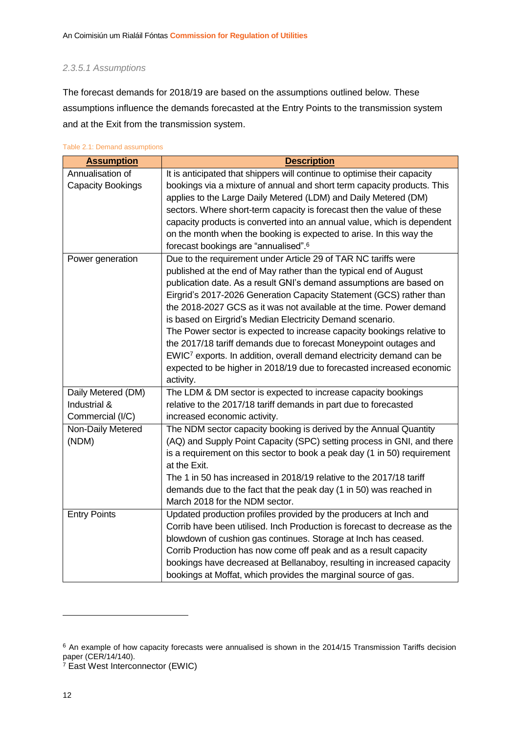*2.3.5.1 Assumptions*

The forecast demands for 2018/19 are based on the assumptions outlined below. These assumptions influence the demands forecasted at the Entry Points to the transmission system and at the Exit from the transmission system.

Table 2.1: Demand assumptions

| Assumption | Description |
|---|---|
| Annualisation of Capacity Bookings | It is anticipated that shippers will continue to optimise their capacity bookings via a mixture of annual and short term capacity products. This applies to the Large Daily Metered (LDM) and Daily Metered (DM) sectors. Where short-term capacity is forecast then the value of these capacity products is converted into an annual value, which is dependent on the month when the booking is expected to arise. In this way the forecast bookings are "annualised".[6] |
| Power generation | Due to the requirement under Article 29 of TAR NC tariffs were published at the end of May rather than the typical end of August publication date. As a result GNI's demand assumptions are based on Eirgrid's 2017-2026 Generation Capacity Statement (GCS) rather than the 2018-2027 GCS as it was not available at the time. Power demand is based on Eirgrid's Median Electricity Demand scenario. The Power sector is expected to increase capacity bookings relative to the 2017/18 tariff demands due to forecast Moneypoint outages and EWIC[7] exports. In addition, overall demand electricity demand can be expected to be higher in 2018/19 due to forecasted increased economic activity. |
| Daily Metered (DM) Industrial & Commercial (I/C) | The LDM & DM sector is expected to increase capacity bookings relative to the 2017/18 tariff demands in part due to forecasted increased economic activity. |
| Non-Daily Metered (NDM) | The NDM sector capacity booking is derived by the Annual Quantity (AQ) and Supply Point Capacity (SPC) setting process in GNI, and there is a requirement on this sector to book a peak day (1 in 50) requirement at the Exit. The 1 in 50 has increased in 2018/19 relative to the 2017/18 tariff demands due to the fact that the peak day (1 in 50) was reached in March 2018 for the NDM sector. |
| Entry Points | Updated production profiles provided by the producers at Inch and Corrib have been utilised. Inch Production is forecast to decrease as the blowdown of cushion gas continues. Storage at Inch has ceased. Corrib Production has now come off peak and as a result capacity bookings have decreased at Bellanaboy, resulting in increased capacity bookings at Moffat, which provides the marginal source of gas. |

[6] An example of how capacity forecasts were annualised is shown in the 2014/15 Transmission Tariffs decision paper (CER/14/140).

[7] East West Interconnector (EWIC)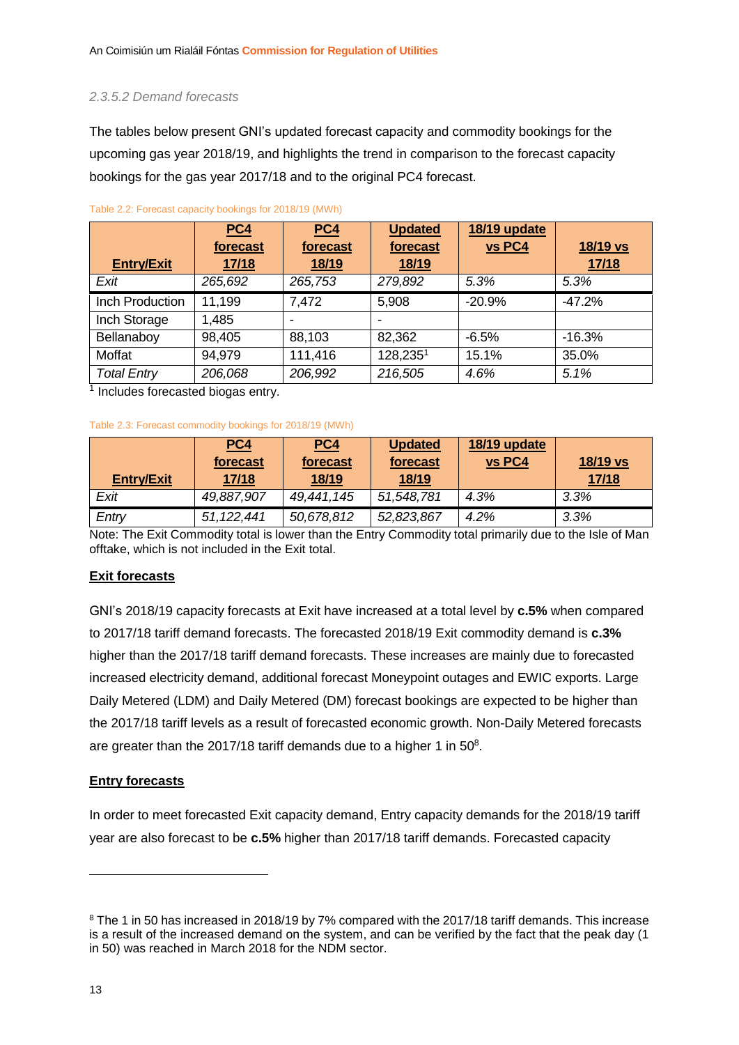#### 2.3.5.2 Demand forecasts

The tables below present GNI's updated forecast capacity and commodity bookings for the upcoming gas year 2018/19, and highlights the trend in comparison to the forecast capacity bookings for the gas year 2017/18 and to the original PC4 forecast.

Table 2.2: Forecast capacity bookings for 2018/19 (MWh)

| Entry/Exit | PC4 forecast 17/18 | PC4 forecast 18/19 | Updated forecast 18/19 | 18/19 update vs PC4 | 18/19 vs 17/18 |
|---|---|---|---|---|---|
| *Exit* | *265,692* | *265,753* | *279,892* | *5.3%* | *5.3%* |
| Inch Production | 11,199 | 7,472 | 5,908 | -20.9% | -47.2% |
| Inch Storage | 1,485 | - | - | | |
| Bellanaboy | 98,405 | 88,103 | 82,362 | -6.5% | -16.3% |
| Moffat | 94,979 | 111,416 | 128,235[1] | 15.1% | 35.0% |
| *Total Entry* | *206,068* | *206,992* | *216,505* | *4.6%* | *5.1%* |

[1] Includes forecasted biogas entry.

Table 2.3: Forecast commodity bookings for 2018/19 (MWh)

| Entry/Exit | PC4 forecast 17/18 | PC4 forecast 18/19 | Updated forecast 18/19 | 18/19 update vs PC4 | 18/19 vs 17/18 |
|---|---|---|---|---|---|
| *Exit* | *49,887,907* | *49,441,145* | *51,548,781* | *4.3%* | *3.3%* |
| *Entry* | *51,122,441* | *50,678,812* | *52,823,867* | *4.2%* | *3.3%* |

Note: The Exit Commodity total is lower than the Entry Commodity total primarily due to the Isle of Man offtake, which is not included in the Exit total.

**Exit forecasts**

GNI's 2018/19 capacity forecasts at Exit have increased at a total level by **c.5%** when compared to 2017/18 tariff demand forecasts. The forecasted 2018/19 Exit commodity demand is **c.3%** higher than the 2017/18 tariff demand forecasts. These increases are mainly due to forecasted increased electricity demand, additional forecast Moneypoint outages and EWIC exports. Large Daily Metered (LDM) and Daily Metered (DM) forecast bookings are expected to be higher than the 2017/18 tariff levels as a result of forecasted economic growth. Non-Daily Metered forecasts are greater than the 2017/18 tariff demands due to a higher 1 in 50[8].

**Entry forecasts**

In order to meet forecasted Exit capacity demand, Entry capacity demands for the 2018/19 tariff year are also forecast to be **c.5%** higher than 2017/18 tariff demands. Forecasted capacity

[8] The 1 in 50 has increased in 2018/19 by 7% compared with the 2017/18 tariff demands. This increase is a result of the increased demand on the system, and can be verified by the fact that the peak day (1 in 50) was reached in March 2018 for the NDM sector.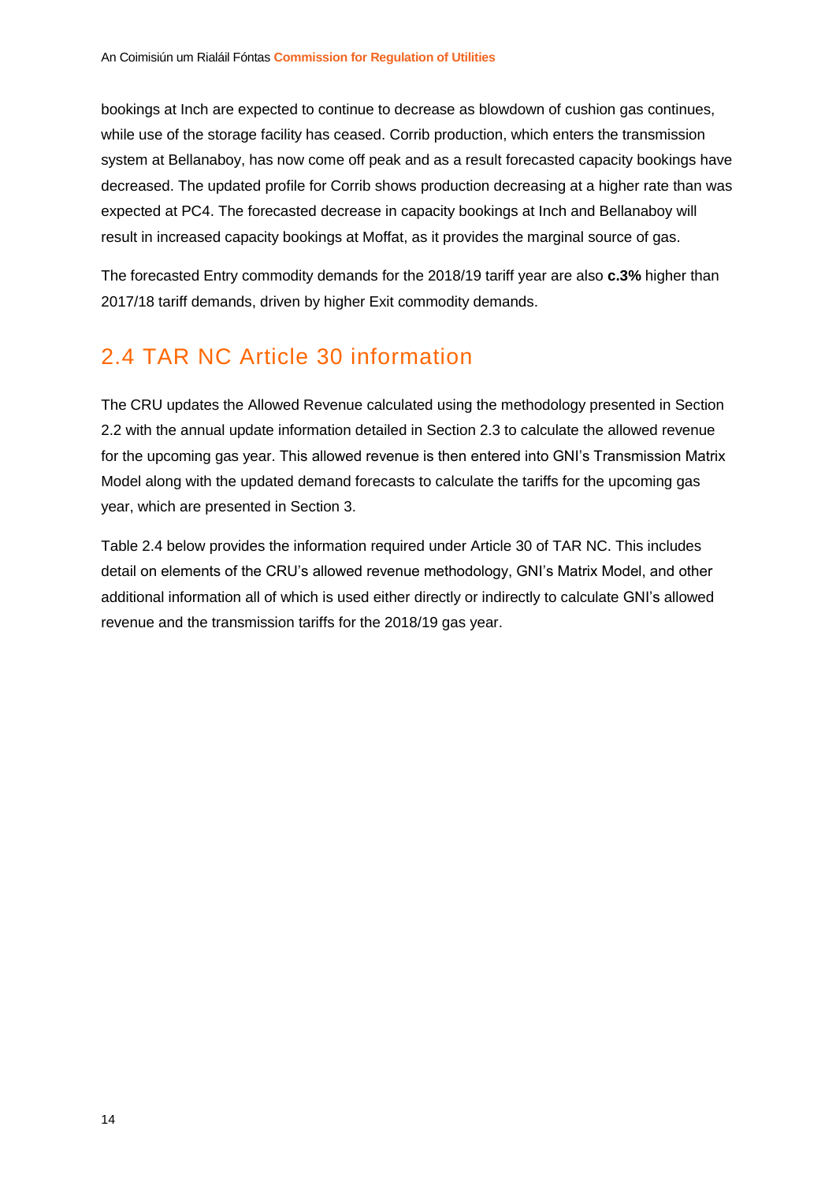bookings at Inch are expected to continue to decrease as blowdown of cushion gas continues, while use of the storage facility has ceased. Corrib production, which enters the transmission system at Bellanaboy, has now come off peak and as a result forecasted capacity bookings have decreased. The updated profile for Corrib shows production decreasing at a higher rate than was expected at PC4. The forecasted decrease in capacity bookings at Inch and Bellanaboy will result in increased capacity bookings at Moffat, as it provides the marginal source of gas.

The forecasted Entry commodity demands for the 2018/19 tariff year are also **c.3%** higher than 2017/18 tariff demands, driven by higher Exit commodity demands.

## 2.4 TAR NC Article 30 information

The CRU updates the Allowed Revenue calculated using the methodology presented in Section 2.2 with the annual update information detailed in Section 2.3 to calculate the allowed revenue for the upcoming gas year. This allowed revenue is then entered into GNI's Transmission Matrix Model along with the updated demand forecasts to calculate the tariffs for the upcoming gas year, which are presented in Section 3.

Table 2.4 below provides the information required under Article 30 of TAR NC. This includes detail on elements of the CRU's allowed revenue methodology, GNI's Matrix Model, and other additional information all of which is used either directly or indirectly to calculate GNI's allowed revenue and the transmission tariffs for the 2018/19 gas year.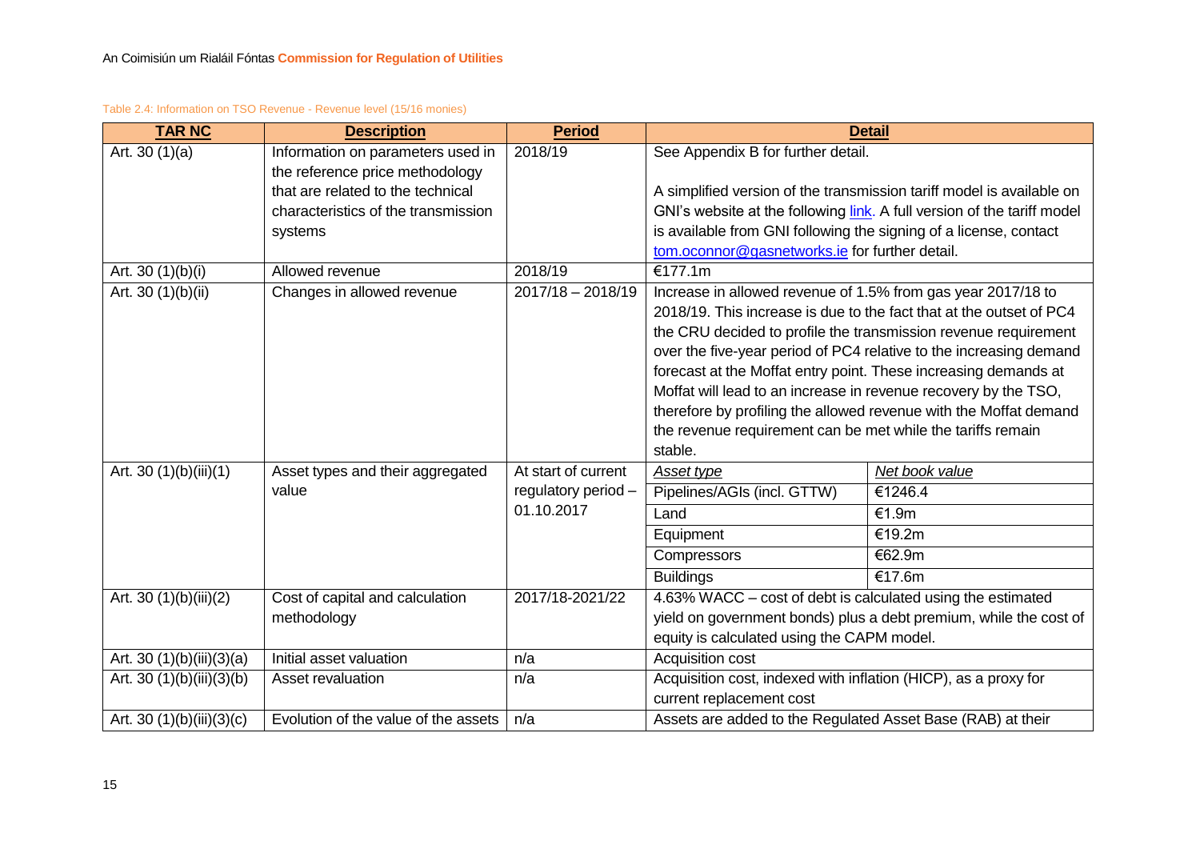Table 2.4: Information on TSO Revenue - Revenue level (15/16 monies)

| TAR NC | Description | Period | Detail | |
|---|---|---|---|---|
| Art. 30 (1)(a) | Information on parameters used in the reference price methodology that are related to the technical characteristics of the transmission systems | 2018/19 | See Appendix B for further detail.<br><br>A simplified version of the transmission tariff model is available on GNI's website at the following link. A full version of the tariff model is available from GNI following the signing of a license, contact tom.oconnor@gasnetworks.ie for further detail. | |
| Art. 30 (1)(b)(i) | Allowed revenue | 2018/19 | €177.1m | |
| Art. 30 (1)(b)(ii) | Changes in allowed revenue | 2017/18 – 2018/19 | Increase in allowed revenue of 1.5% from gas year 2017/18 to 2018/19. This increase is due to the fact that at the outset of PC4 the CRU decided to profile the transmission revenue requirement over the five-year period of PC4 relative to the increasing demand forecast at the Moffat entry point. These increasing demands at Moffat will lead to an increase in revenue recovery by the TSO, therefore by profiling the allowed revenue with the Moffat demand the revenue requirement can be met while the tariffs remain stable. | |
| Art. 30 (1)(b)(iii)(1) | Asset types and their aggregated value | At start of current regulatory period – 01.10.2017 | *Asset type* | *Net book value* |
| | | | Pipelines/AGIs (incl. GTTW) | €1246.4 |
| | | | Land | €1.9m |
| | | | Equipment | €19.2m |
| | | | Compressors | €62.9m |
| | | | Buildings | €17.6m |
| Art. 30 (1)(b)(iii)(2) | Cost of capital and calculation methodology | 2017/18-2021/22 | 4.63% WACC – cost of debt is calculated using the estimated yield on government bonds) plus a debt premium, while the cost of equity is calculated using the CAPM model. | |
| Art. 30 (1)(b)(iii)(3)(a) | Initial asset valuation | n/a | Acquisition cost | |
| Art. 30 (1)(b)(iii)(3)(b) | Asset revaluation | n/a | Acquisition cost, indexed with inflation (HICP), as a proxy for current replacement cost | |
| Art. 30 (1)(b)(iii)(3)(c) | Evolution of the value of the assets | n/a | Assets are added to the Regulated Asset Base (RAB) at their | |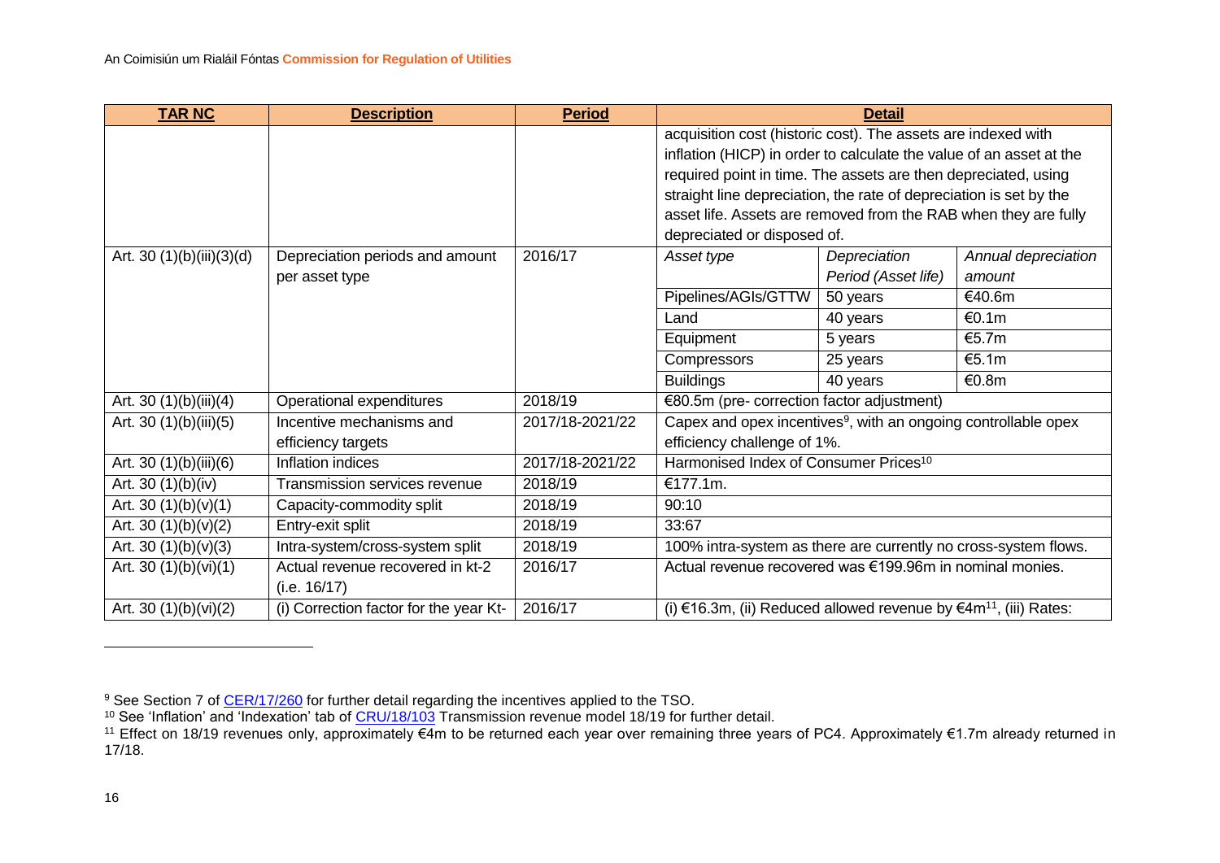| TAR NC | Description | Period | Detail | | |
|---|---|---|---|---|---|
| | | | acquisition cost (historic cost). The assets are indexed with inflation (HICP) in order to calculate the value of an asset at the required point in time. The assets are then depreciated, using straight line depreciation, the rate of depreciation is set by the asset life. Assets are removed from the RAB when they are fully depreciated or disposed of. | | |
| Art. 30 (1)(b)(iii)(3)(d) | Depreciation periods and amount per asset type | 2016/17 | *Asset type* | *Depreciation Period (Asset life)* | *Annual depreciation amount* |
| | | | Pipelines/AGIs/GTTW | 50 years | €40.6m |
| | | | Land | 40 years | €0.1m |
| | | | Equipment | 5 years | €5.7m |
| | | | Compressors | 25 years | €5.1m |
| | | | Buildings | 40 years | €0.8m |
| Art. 30 (1)(b)(iii)(4) | Operational expenditures | 2018/19 | €80.5m (pre- correction factor adjustment) | | |
| Art. 30 (1)(b)(iii)(5) | Incentive mechanisms and efficiency targets | 2017/18-2021/22 | Capex and opex incentives[9], with an ongoing controllable opex efficiency challenge of 1%. | | |
| Art. 30 (1)(b)(iii)(6) | Inflation indices | 2017/18-2021/22 | Harmonised Index of Consumer Prices[10] | | |
| Art. 30 (1)(b)(iv) | Transmission services revenue | 2018/19 | €177.1m. | | |
| Art. 30 (1)(b)(v)(1) | Capacity-commodity split | 2018/19 | 90:10 | | |
| Art. 30 (1)(b)(v)(2) | Entry-exit split | 2018/19 | 33:67 | | |
| Art. 30 (1)(b)(v)(3) | Intra-system/cross-system split | 2018/19 | 100% intra-system as there are currently no cross-system flows. | | |
| Art. 30 (1)(b)(vi)(1) | Actual revenue recovered in kt-2 (i.e. 16/17) | 2016/17 | Actual revenue recovered was €199.96m in nominal monies. | | |
| Art. 30 (1)(b)(vi)(2) | (i) Correction factor for the year Kt- | 2016/17 | (i) €16.3m, (ii) Reduced allowed revenue by €4m[11], (iii) Rates: | | |

[9] See Section 7 of CER/17/260 for further detail regarding the incentives applied to the TSO.

[10] See 'Inflation' and 'Indexation' tab of CRU/18/103 Transmission revenue model 18/19 for further detail.

[11] Effect on 18/19 revenues only, approximately €4m to be returned each year over remaining three years of PC4. Approximately €1.7m already returned in 17/18.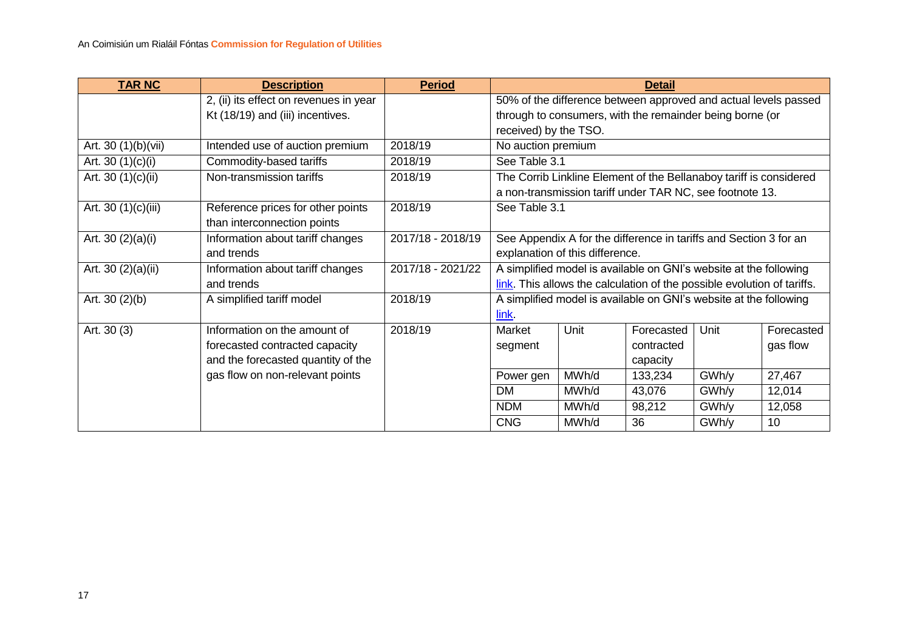| TAR NC | Description | Period | Detail | | | | |
|---|---|---|---|---|---|---|---|
| | 2, (ii) its effect on revenues in year Kt (18/19) and (iii) incentives. | | 50% of the difference between approved and actual levels passed through to consumers, with the remainder being borne (or received) by the TSO. | | | | |
| Art. 30 (1)(b)(vii) | Intended use of auction premium | 2018/19 | No auction premium | | | | |
| Art. 30 (1)(c)(i) | Commodity-based tariffs | 2018/19 | See Table 3.1 | | | | |
| Art. 30 (1)(c)(ii) | Non-transmission tariffs | 2018/19 | The Corrib Linkline Element of the Bellanaboy tariff is considered a non-transmission tariff under TAR NC, see footnote 13. | | | | |
| Art. 30 (1)(c)(iii) | Reference prices for other points than interconnection points | 2018/19 | See Table 3.1 | | | | |
| Art. 30 (2)(a)(i) | Information about tariff changes and trends | 2017/18 - 2018/19 | See Appendix A for the difference in tariffs and Section 3 for an explanation of this difference. | | | | |
| Art. 30 (2)(a)(ii) | Information about tariff changes and trends | 2017/18 - 2021/22 | A simplified model is available on GNI's website at the following link. This allows the calculation of the possible evolution of tariffs. | | | | |
| Art. 30 (2)(b) | A simplified tariff model | 2018/19 | A simplified model is available on GNI's website at the following link. | | | | |
| Art. 30 (3) | Information on the amount of forecasted contracted capacity and the forecasted quantity of the gas flow on non-relevant points | 2018/19 | Market segment | Unit | Forecasted contracted capacity | Unit | Forecasted gas flow |
| | | | Power gen | MWh/d | 133,234 | GWh/y | 27,467 |
| | | | DM | MWh/d | 43,076 | GWh/y | 12,014 |
| | | | NDM | MWh/d | 98,212 | GWh/y | 12,058 |
| | | | CNG | MWh/d | 36 | GWh/y | 10 |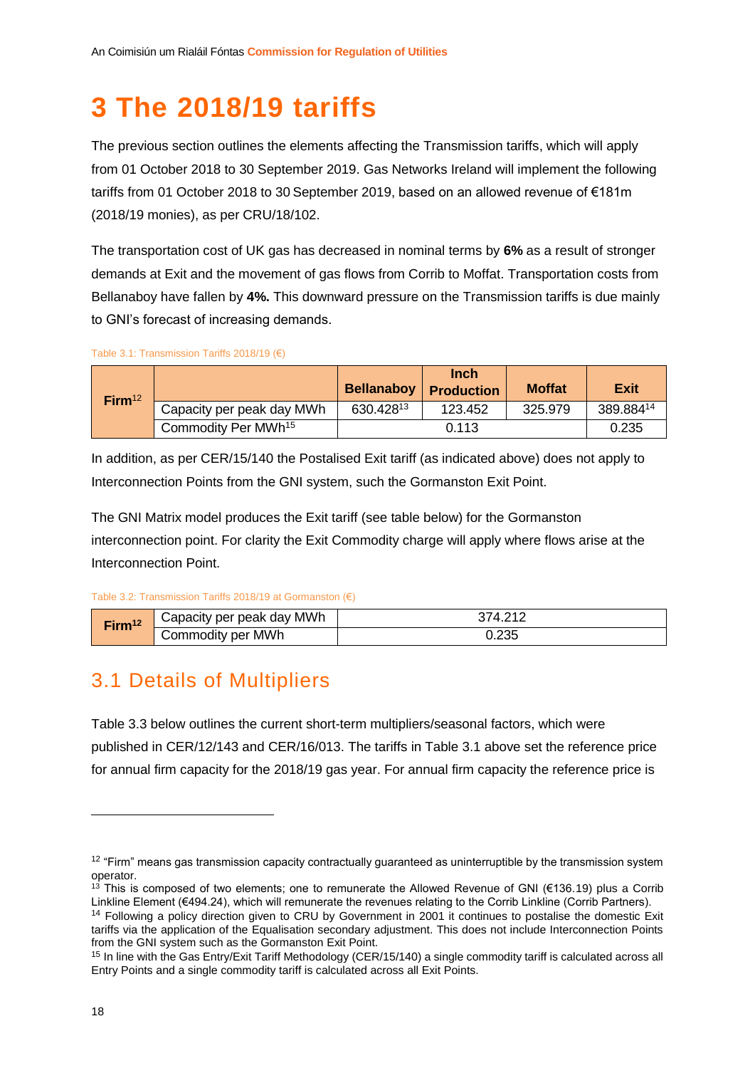# 3 The 2018/19 tariffs

The previous section outlines the elements affecting the Transmission tariffs, which will apply from 01 October 2018 to 30 September 2019. Gas Networks Ireland will implement the following tariffs from 01 October 2018 to 30 September 2019, based on an allowed revenue of €181m (2018/19 monies), as per CRU/18/102.

The transportation cost of UK gas has decreased in nominal terms by **6%** as a result of stronger demands at Exit and the movement of gas flows from Corrib to Moffat. Transportation costs from Bellanaboy have fallen by **4%.** This downward pressure on the Transmission tariffs is due mainly to GNI's forecast of increasing demands.

Table 3.1: Transmission Tariffs 2018/19 (€)

| Firm[12] | | Bellanaboy | Inch Production | Moffat | Exit |
|---|---|---|---|---|---|
| | Capacity per peak day MWh | 630.428[13] | 123.452 | 325.979 | 389.884[14] |
| | Commodity Per MWh[15] | 0.113 | | | 0.235 |

In addition, as per CER/15/140 the Postalised Exit tariff (as indicated above) does not apply to Interconnection Points from the GNI system, such the Gormanston Exit Point.

The GNI Matrix model produces the Exit tariff (see table below) for the Gormanston interconnection point. For clarity the Exit Commodity charge will apply where flows arise at the Interconnection Point.

Table 3.2: Transmission Tariffs 2018/19 at Gormanston (€)

| Firm[12] | | |
|---|---|---|
| | Capacity per peak day MWh | 374.212 |
| | Commodity per MWh | 0.235 |

## 3.1 Details of Multipliers

Table 3.3 below outlines the current short-term multipliers/seasonal factors, which were published in CER/12/143 and CER/16/013. The tariffs in Table 3.1 above set the reference price for annual firm capacity for the 2018/19 gas year. For annual firm capacity the reference price is

[12] "Firm" means gas transmission capacity contractually guaranteed as uninterruptible by the transmission system operator.

[13] This is composed of two elements; one to remunerate the Allowed Revenue of GNI (€136.19) plus a Corrib Linkline Element (€494.24), which will remunerate the revenues relating to the Corrib Linkline (Corrib Partners).

[14] Following a policy direction given to CRU by Government in 2001 it continues to postalise the domestic Exit tariffs via the application of the Equalisation secondary adjustment. This does not include Interconnection Points from the GNI system such as the Gormanston Exit Point.

[15] In line with the Gas Entry/Exit Tariff Methodology (CER/15/140) a single commodity tariff is calculated across all Entry Points and a single commodity tariff is calculated across all Exit Points.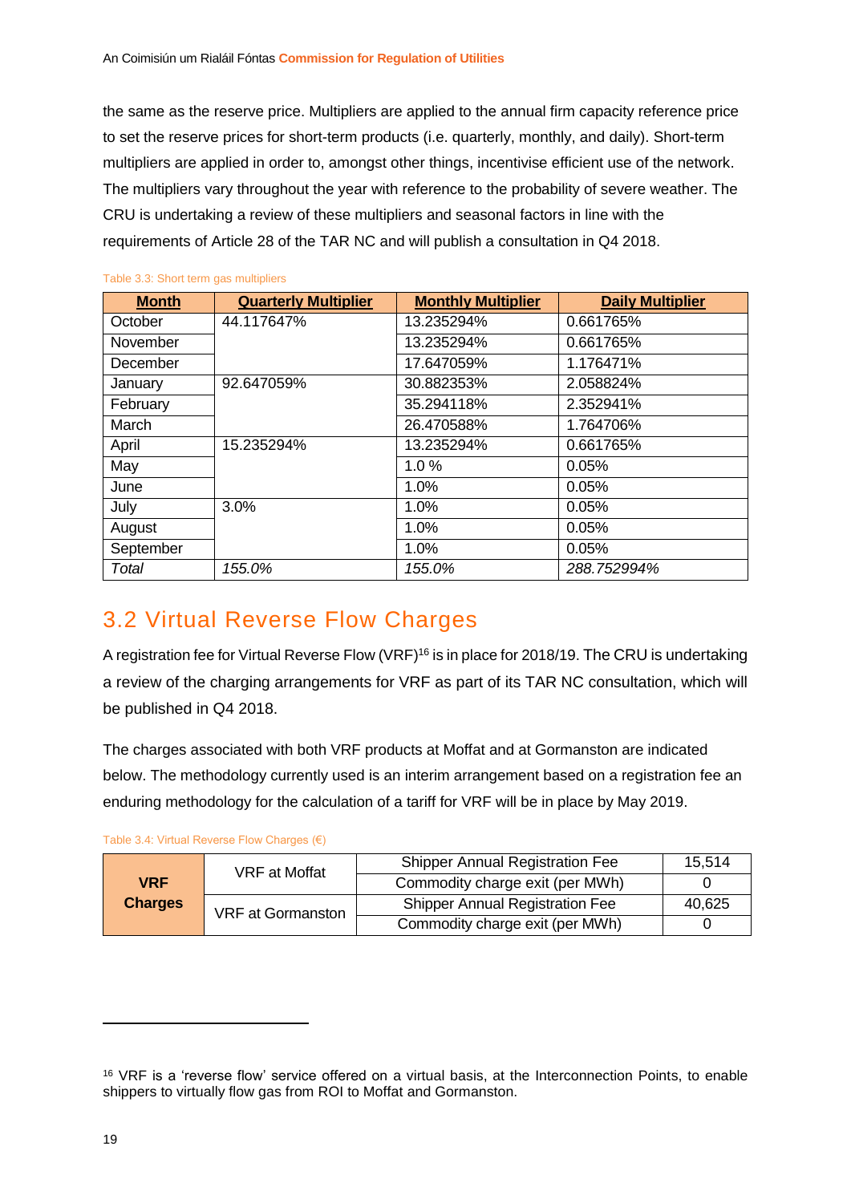the same as the reserve price. Multipliers are applied to the annual firm capacity reference price to set the reserve prices for short-term products (i.e. quarterly, monthly, and daily). Short-term multipliers are applied in order to, amongst other things, incentivise efficient use of the network. The multipliers vary throughout the year with reference to the probability of severe weather. The CRU is undertaking a review of these multipliers and seasonal factors in line with the requirements of Article 28 of the TAR NC and will publish a consultation in Q4 2018.

Table 3.3: Short term gas multipliers

| Month | Quarterly Multiplier | Monthly Multiplier | Daily Multiplier |
|---|---|---|---|
| October | 44.117647% | 13.235294% | 0.661765% |
| November | | 13.235294% | 0.661765% |
| December | | 17.647059% | 1.176471% |
| January | 92.647059% | 30.882353% | 2.058824% |
| February | | 35.294118% | 2.352941% |
| March | | 26.470588% | 1.764706% |
| April | 15.235294% | 13.235294% | 0.661765% |
| May | | 1.0 % | 0.05% |
| June | | 1.0% | 0.05% |
| July | 3.0% | 1.0% | 0.05% |
| August | | 1.0% | 0.05% |
| September | | 1.0% | 0.05% |
| *Total* | *155.0%* | *155.0%* | *288.752994%* |

## 3.2 Virtual Reverse Flow Charges

A registration fee for Virtual Reverse Flow (VRF)[16] is in place for 2018/19. The CRU is undertaking a review of the charging arrangements for VRF as part of its TAR NC consultation, which will be published in Q4 2018.

The charges associated with both VRF products at Moffat and at Gormanston are indicated below. The methodology currently used is an interim arrangement based on a registration fee an enduring methodology for the calculation of a tariff for VRF will be in place by May 2019.

Table 3.4: Virtual Reverse Flow Charges (€)

| **VRF Charges** | VRF at Moffat | Shipper Annual Registration Fee | 15,514 |
|---|---|---|---|
| | | Commodity charge exit (per MWh) | 0 |
| | VRF at Gormanston | Shipper Annual Registration Fee | 40,625 |
| | | Commodity charge exit (per MWh) | 0 |

[16] VRF is a 'reverse flow' service offered on a virtual basis, at the Interconnection Points, to enable shippers to virtually flow gas from ROI to Moffat and Gormanston.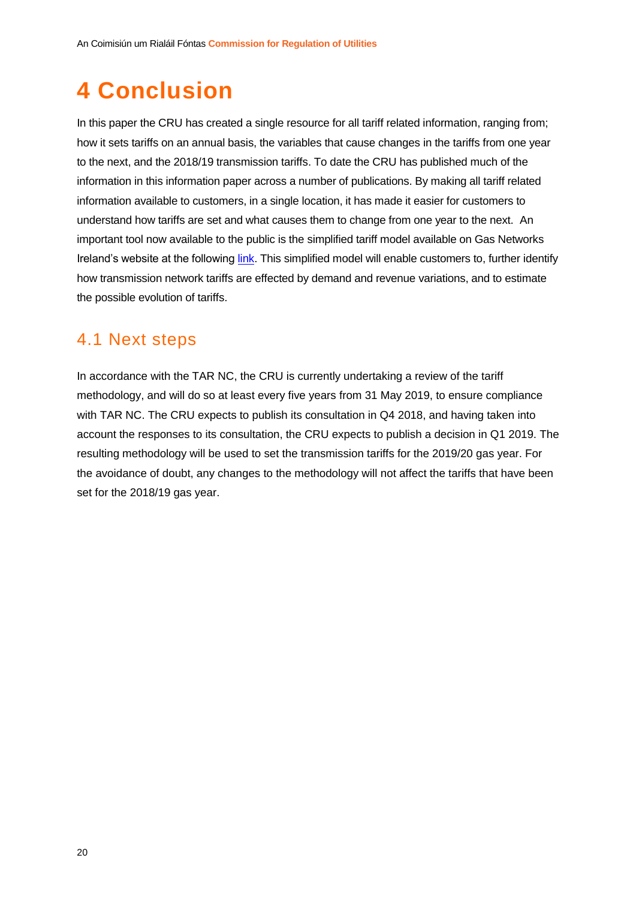# 4 Conclusion

In this paper the CRU has created a single resource for all tariff related information, ranging from; how it sets tariffs on an annual basis, the variables that cause changes in the tariffs from one year to the next, and the 2018/19 transmission tariffs. To date the CRU has published much of the information in this information paper across a number of publications. By making all tariff related information available to customers, in a single location, it has made it easier for customers to understand how tariffs are set and what causes them to change from one year to the next. An important tool now available to the public is the simplified tariff model available on Gas Networks Ireland's website at the following link. This simplified model will enable customers to, further identify how transmission network tariffs are effected by demand and revenue variations, and to estimate the possible evolution of tariffs.

## 4.1 Next steps

In accordance with the TAR NC, the CRU is currently undertaking a review of the tariff methodology, and will do so at least every five years from 31 May 2019, to ensure compliance with TAR NC. The CRU expects to publish its consultation in Q4 2018, and having taken into account the responses to its consultation, the CRU expects to publish a decision in Q1 2019. The resulting methodology will be used to set the transmission tariffs for the 2019/20 gas year. For the avoidance of doubt, any changes to the methodology will not affect the tariffs that have been set for the 2018/19 gas year.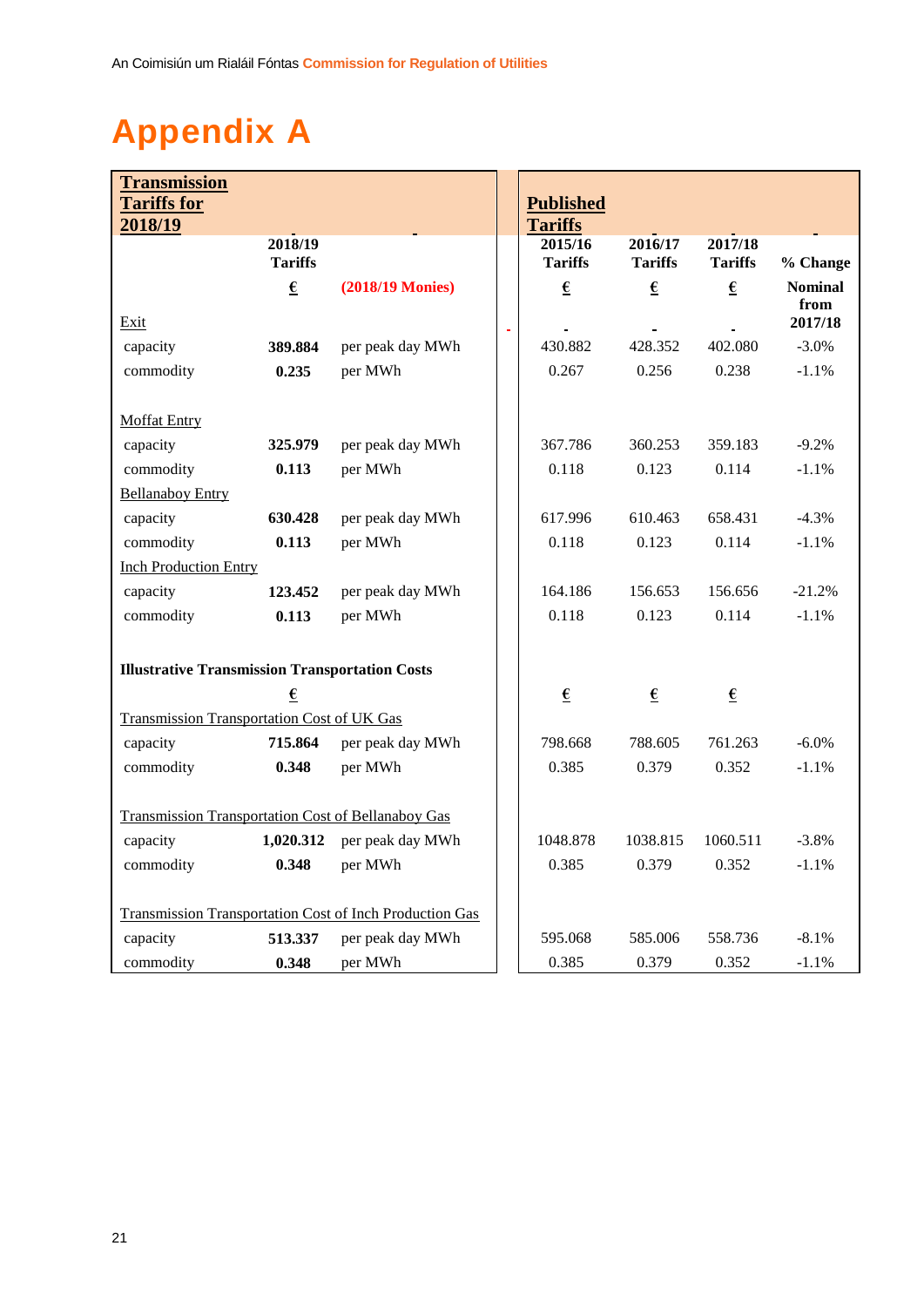# Appendix A

| Transmission Tariffs for 2018/19 | | | Published Tariffs | | | |
|---|---|---|---|---|---|---|
| | 2018/19 Tariffs | | 2015/16 Tariffs | 2016/17 Tariffs | 2017/18 Tariffs | % Change |
| | € | (2018/19 Monies) | € | € | € | Nominal from 2017/18 |
| Exit | | | | | | |
| capacity | **389.884** | per peak day MWh | 430.882 | 428.352 | 402.080 | -3.0% |
| commodity | **0.235** | per MWh | 0.267 | 0.256 | 0.238 | -1.1% |
| Moffat Entry | | | | | | |
| capacity | **325.979** | per peak day MWh | 367.786 | 360.253 | 359.183 | -9.2% |
| commodity | **0.113** | per MWh | 0.118 | 0.123 | 0.114 | -1.1% |
| Bellanaboy Entry | | | | | | |
| capacity | **630.428** | per peak day MWh | 617.996 | 610.463 | 658.431 | -4.3% |
| commodity | **0.113** | per MWh | 0.118 | 0.123 | 0.114 | -1.1% |
| Inch Production Entry | | | | | | |
| capacity | **123.452** | per peak day MWh | 164.186 | 156.653 | 156.656 | -21.2% |
| commodity | **0.113** | per MWh | 0.118 | 0.123 | 0.114 | -1.1% |
| **Illustrative Transmission Transportation Costs** | | | | | | |
| | € | | € | € | € | |
| Transmission Transportation Cost of UK Gas | | | | | | |
| capacity | **715.864** | per peak day MWh | 798.668 | 788.605 | 761.263 | -6.0% |
| commodity | **0.348** | per MWh | 0.385 | 0.379 | 0.352 | -1.1% |
| Transmission Transportation Cost of Bellanaboy Gas | | | | | | |
| capacity | **1,020.312** | per peak day MWh | 1048.878 | 1038.815 | 1060.511 | -3.8% |
| commodity | **0.348** | per MWh | 0.385 | 0.379 | 0.352 | -1.1% |
| Transmission Transportation Cost of Inch Production Gas | | | | | | |
| capacity | **513.337** | per peak day MWh | 595.068 | 585.006 | 558.736 | -8.1% |
| commodity | **0.348** | per MWh | 0.385 | 0.379 | 0.352 | -1.1% |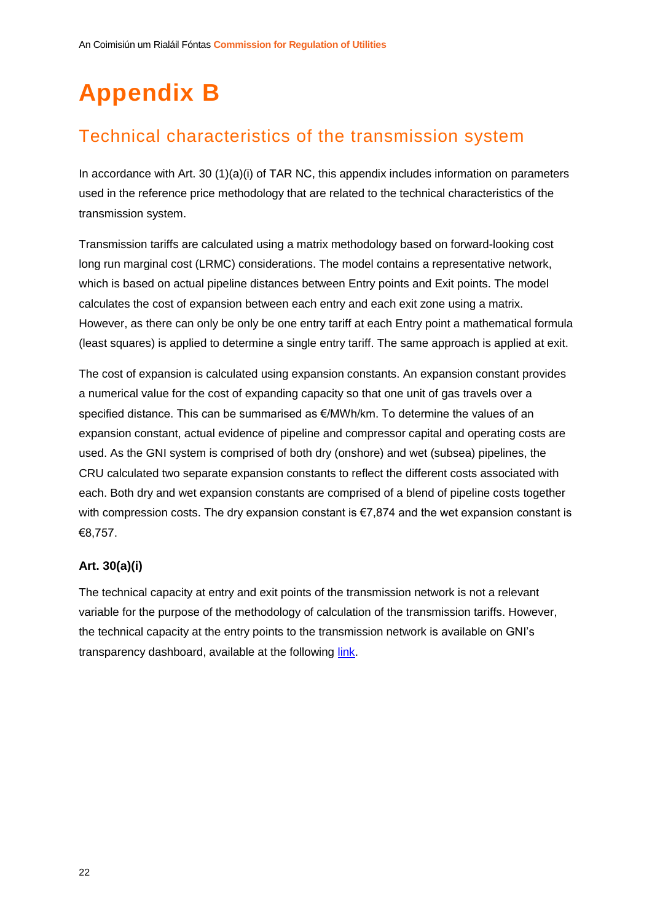# Appendix B

## Technical characteristics of the transmission system

In accordance with Art. 30 (1)(a)(i) of TAR NC, this appendix includes information on parameters used in the reference price methodology that are related to the technical characteristics of the transmission system.

Transmission tariffs are calculated using a matrix methodology based on forward-looking cost long run marginal cost (LRMC) considerations. The model contains a representative network, which is based on actual pipeline distances between Entry points and Exit points. The model calculates the cost of expansion between each entry and each exit zone using a matrix. However, as there can only be only be one entry tariff at each Entry point a mathematical formula (least squares) is applied to determine a single entry tariff. The same approach is applied at exit.

The cost of expansion is calculated using expansion constants. An expansion constant provides a numerical value for the cost of expanding capacity so that one unit of gas travels over a specified distance. This can be summarised as €/MWh/km. To determine the values of an expansion constant, actual evidence of pipeline and compressor capital and operating costs are used. As the GNI system is comprised of both dry (onshore) and wet (subsea) pipelines, the CRU calculated two separate expansion constants to reflect the different costs associated with each. Both dry and wet expansion constants are comprised of a blend of pipeline costs together with compression costs. The dry expansion constant is €7,874 and the wet expansion constant is €8,757.

### Art. 30(a)(i)

The technical capacity at entry and exit points of the transmission network is not a relevant variable for the purpose of the methodology of calculation of the transmission tariffs. However, the technical capacity at the entry points to the transmission network is available on GNI's transparency dashboard, available at the following link.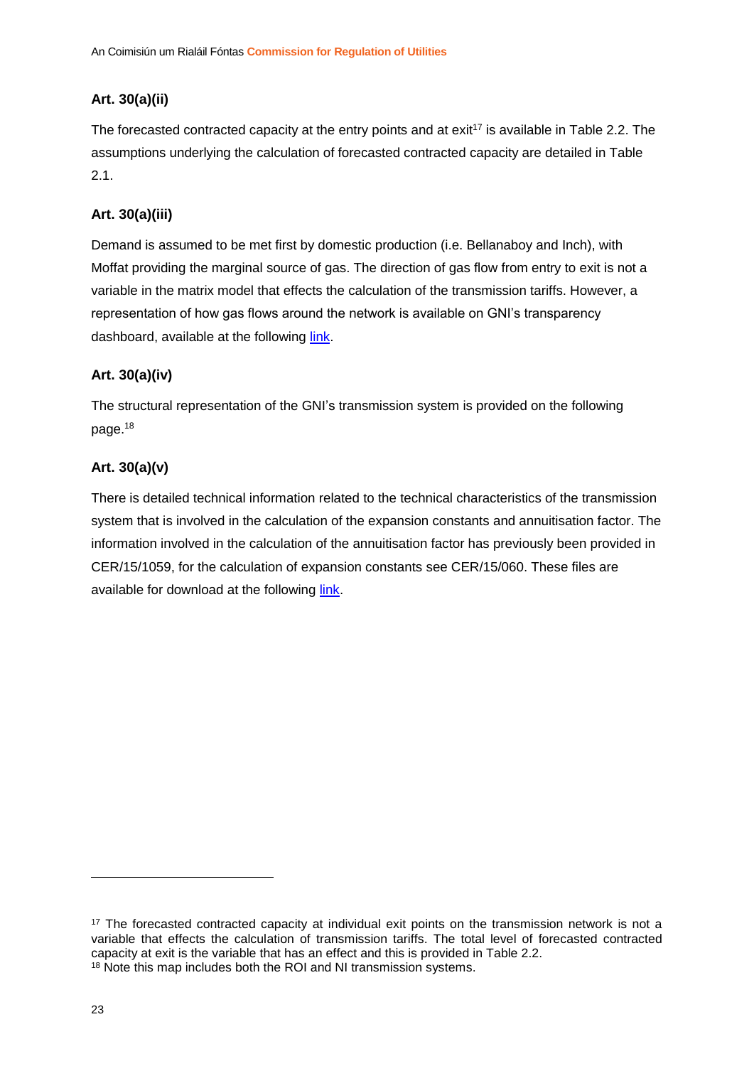### Art. 30(a)(ii)

The forecasted contracted capacity at the entry points and at exit[17] is available in Table 2.2. The assumptions underlying the calculation of forecasted contracted capacity are detailed in Table 2.1.

### Art. 30(a)(iii)

Demand is assumed to be met first by domestic production (i.e. Bellanaboy and Inch), with Moffat providing the marginal source of gas. The direction of gas flow from entry to exit is not a variable in the matrix model that effects the calculation of the transmission tariffs. However, a representation of how gas flows around the network is available on GNI's transparency dashboard, available at the following link.

### Art. 30(a)(iv)

The structural representation of the GNI's transmission system is provided on the following page.[18]

### Art. 30(a)(v)

There is detailed technical information related to the technical characteristics of the transmission system that is involved in the calculation of the expansion constants and annuitisation factor. The information involved in the calculation of the annuitisation factor has previously been provided in CER/15/1059, for the calculation of expansion constants see CER/15/060. These files are available for download at the following link.

---

[17] The forecasted contracted capacity at individual exit points on the transmission network is not a variable that effects the calculation of transmission tariffs. The total level of forecasted contracted capacity at exit is the variable that has an effect and this is provided in Table 2.2.

[18] Note this map includes both the ROI and NI transmission systems.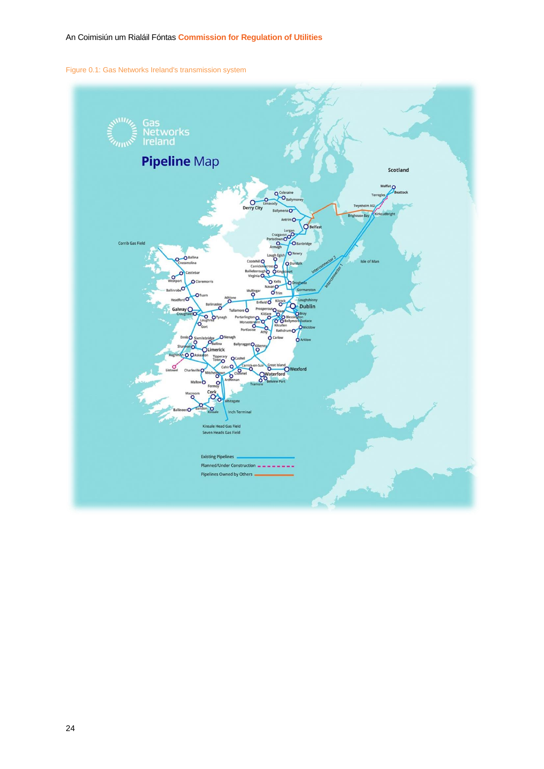Figure 0.1: Gas Networks Ireland's transmission system

Gas Networks Ireland

**Pipeline** Map

Scotland

Moffat
Beattock
Terregles
Twynholm AGI
Brighouse Bay
Kirkcudbright
Isle of Man
Interconnector 2
Interconnector 1

Corrib Gas Field
Coleraine
Ballymoney
Limavady
Derry City
Ballymena
Antrim
Belfast
Lurgan
Craigavon
Portadown
Banbridge
Armagh
Lough Egish
Newry
Cootehill
Carrickmacross
Dundalk
Bailieborough
Kingscourt
Virginia
Kells
Drogheda
Navan
Gormanston
Mullingar
Trim
Ballina
Crossmolina
Castlebar
Westport
Claremorris
Ballinrobe
Tuam
Headford
Athlone
Enfield
Kilcock
Loughshinny
Dublin
Ballinasloe
Galway
Craughwell
Tullamore
Prosperous
Naas
Bray
Kildare
Blessington
Ballymore Eustace
Loughrea
Tynagh
Portarlington
Monasterevin
Kilcullen
Wicklow
Gort
Portlaoise
Athy
Rathdrum
Ennis
Sixmilebridge
Nenagh
Carlow
Arklow
Ballina
Shannon
Ballyragget
Kilkenny
Limerick
Aughinish
Askeaton
Tipperary Town
Cashel
Listowel
Charleville
Cahir
Carrick-on-Suir
Great Island
Wexford
Mitchelstown
Clonmel
Waterford
Ardfinnan
Belview Port
Tramore
Mallow
Fermoy
Macroom
Cork
Whitegate
Ballineen
Bandon
Kinsale
Inch Terminal
Kinsale Head Gas Field
Seven Heads Gas Field

Existing Pipelines
Planned/Under Construction
Pipelines Owned by Others